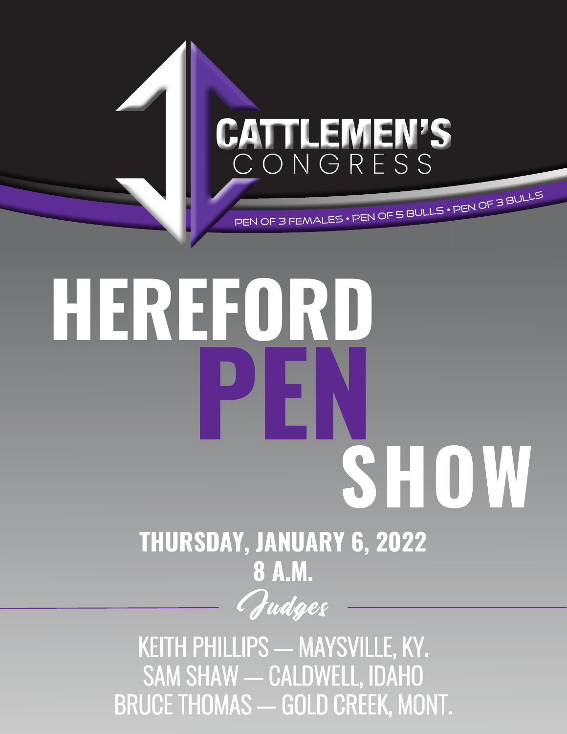# CATTLEMEN'S CONGRESS

PEN OF 3 FEMALES • PEN OF 5 BULLS • PEN OF 3 BULLS

# HEREFORD PEN SHOW

## THURSDAY, JANUARY 6, 2022
## 8 A.M.

*Judges*

KEITH PHILLIPS — MAYSVILLE, KY.
SAM SHAW — CALDWELL, IDAHO
BRUCE THOMAS — GOLD CREEK, MONT.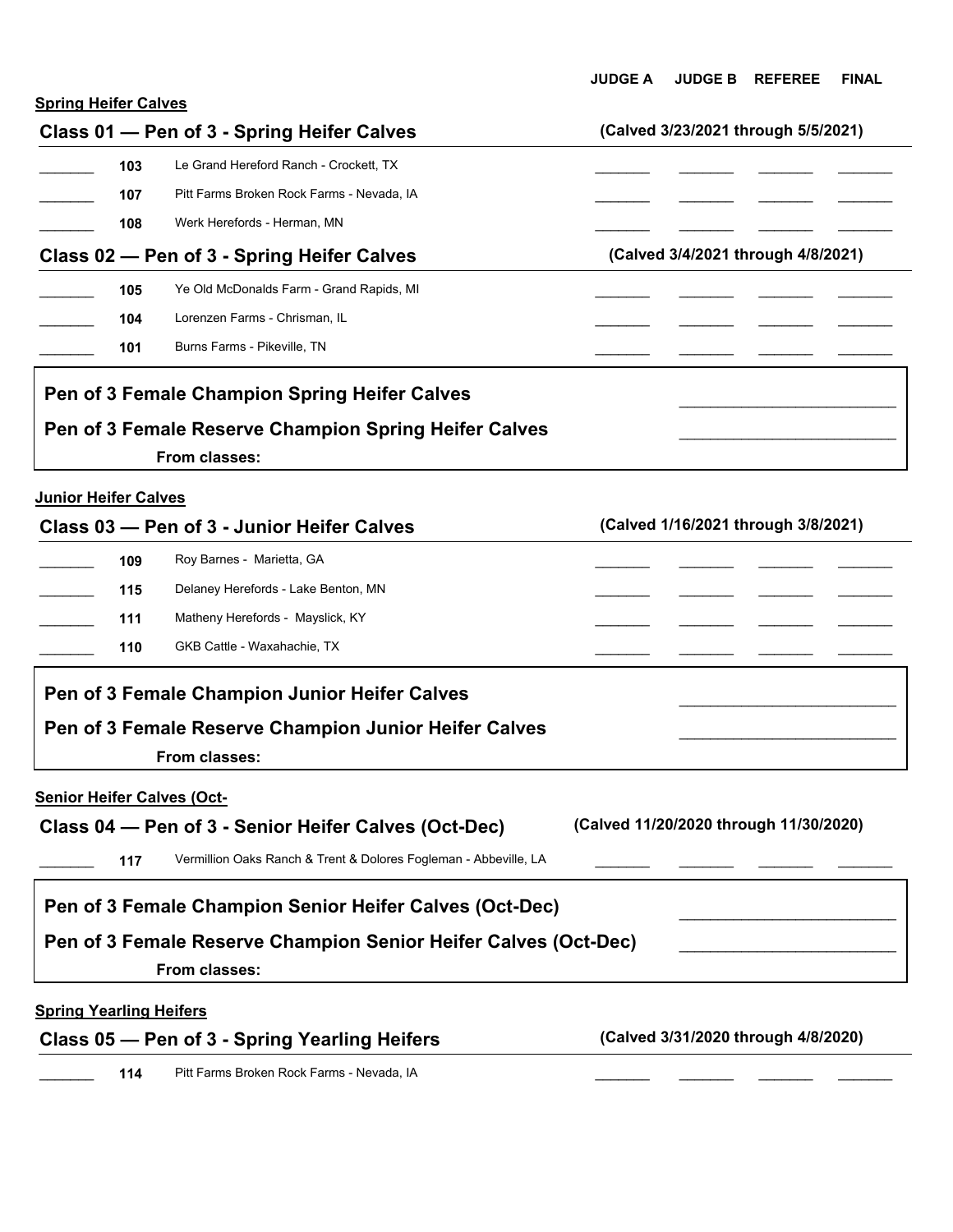**JUDGE A　JUDGE B　REFEREE　FINAL**

**Spring Heifer Calves**

## Class 01 — Pen of 3 - Spring Heifer Calves

**(Calved 3/23/2021 through 5/5/2021)**

| Place | No. | Exhibitor | Judge A | Judge B | Referee | Final |
|---|---|---|---|---|---|---|
| _______ | 103 | Le Grand Hereford Ranch - Crockett, TX | _______ | _______ | _______ | _______ |
| _______ | 107 | Pitt Farms Broken Rock Farms - Nevada, IA | _______ | _______ | _______ | _______ |
| _______ | 108 | Werk Herefords - Herman, MN | _______ | _______ | _______ | _______ |

## Class 02 — Pen of 3 - Spring Heifer Calves

**(Calved 3/4/2021 through 4/8/2021)**

| Place | No. | Exhibitor | Judge A | Judge B | Referee | Final |
|---|---|---|---|---|---|---|
| _______ | 105 | Ye Old McDonalds Farm - Grand Rapids, MI | _______ | _______ | _______ | _______ |
| _______ | 104 | Lorenzen Farms - Chrisman, IL | _______ | _______ | _______ | _______ |
| _______ | 101 | Burns Farms - Pikeville, TN | _______ | _______ | _______ | _______ |

**Pen of 3 Female Champion Spring Heifer Calves** ________________________

**Pen of 3 Female Reserve Champion Spring Heifer Calves** ________________________

**From classes:**

**Junior Heifer Calves**

## Class 03 — Pen of 3 - Junior Heifer Calves

**(Calved 1/16/2021 through 3/8/2021)**

| Place | No. | Exhibitor | Judge A | Judge B | Referee | Final |
|---|---|---|---|---|---|---|
| _______ | 109 | Roy Barnes - Marietta, GA | _______ | _______ | _______ | _______ |
| _______ | 115 | Delaney Herefords - Lake Benton, MN | _______ | _______ | _______ | _______ |
| _______ | 111 | Matheny Herefords - Mayslick, KY | _______ | _______ | _______ | _______ |
| _______ | 110 | GKB Cattle - Waxahachie, TX | _______ | _______ | _______ | _______ |

**Pen of 3 Female Champion Junior Heifer Calves** ________________________

**Pen of 3 Female Reserve Champion Junior Heifer Calves** ________________________

**From classes:**

**Senior Heifer Calves (Oct-**

## Class 04 — Pen of 3 - Senior Heifer Calves (Oct-Dec)

**(Calved 11/20/2020 through 11/30/2020)**

| Place | No. | Exhibitor | Judge A | Judge B | Referee | Final |
|---|---|---|---|---|---|---|
| _______ | 117 | Vermillion Oaks Ranch & Trent & Dolores Fogleman - Abbeville, LA | _______ | _______ | _______ | _______ |

**Pen of 3 Female Champion Senior Heifer Calves (Oct-Dec)** ________________________

**Pen of 3 Female Reserve Champion Senior Heifer Calves (Oct-Dec)** ________________________

**From classes:**

**Spring Yearling Heifers**

## Class 05 — Pen of 3 - Spring Yearling Heifers

**(Calved 3/31/2020 through 4/8/2020)**

| Place | No. | Exhibitor | Judge A | Judge B | Referee | Final |
|---|---|---|---|---|---|---|
| _______ | 114 | Pitt Farms Broken Rock Farms - Nevada, IA | _______ | _______ | _______ | _______ |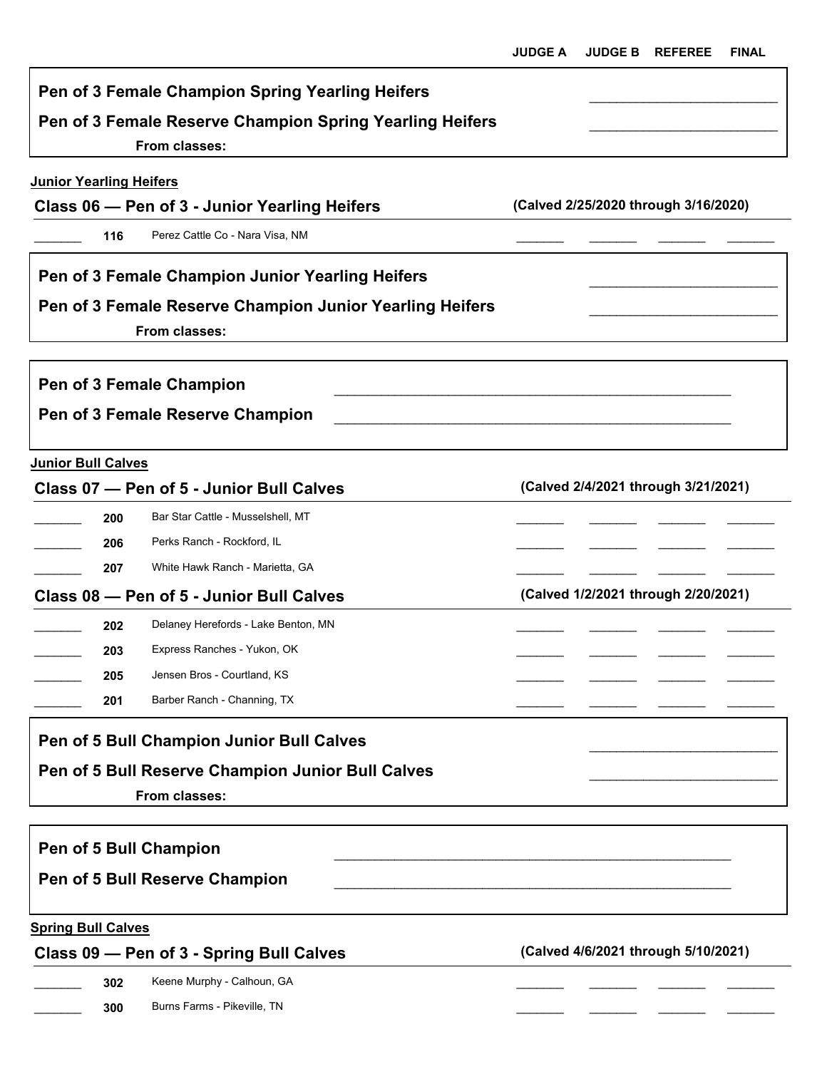| | | | JUDGE A | JUDGE B | REFEREE | FINAL |
|---|---|---|---|---|---|---|

**Pen of 3 Female Champion Spring Yearling Heifers** ____________________

**Pen of 3 Female Reserve Champion Spring Yearling Heifers** ____________________

**From classes:**

## Junior Yearling Heifers

### Class 06 — Pen of 3 - Junior Yearling Heifers (Calved 2/25/2020 through 3/16/2020)

| Place | No. | Exhibitor | Judge A | Judge B | Referee | Final |
|---|---|---|---|---|---|---|
| _______ | 116 | Perez Cattle Co - Nara Visa, NM | _______ | _______ | _______ | _______ |

**Pen of 3 Female Champion Junior Yearling Heifers** ____________________

**Pen of 3 Female Reserve Champion Junior Yearling Heifers** ____________________

**From classes:**

**Pen of 3 Female Champion** ____________________________________________

**Pen of 3 Female Reserve Champion** ____________________________________________

## Junior Bull Calves

### Class 07 — Pen of 5 - Junior Bull Calves (Calved 2/4/2021 through 3/21/2021)

| Place | No. | Exhibitor | Judge A | Judge B | Referee | Final |
|---|---|---|---|---|---|---|
| _______ | 200 | Bar Star Cattle - Musselshell, MT | _______ | _______ | _______ | _______ |
| _______ | 206 | Perks Ranch - Rockford, IL | _______ | _______ | _______ | _______ |
| _______ | 207 | White Hawk Ranch - Marietta, GA | _______ | _______ | _______ | _______ |

### Class 08 — Pen of 5 - Junior Bull Calves (Calved 1/2/2021 through 2/20/2021)

| Place | No. | Exhibitor | Judge A | Judge B | Referee | Final |
|---|---|---|---|---|---|---|
| _______ | 202 | Delaney Herefords - Lake Benton, MN | _______ | _______ | _______ | _______ |
| _______ | 203 | Express Ranches - Yukon, OK | _______ | _______ | _______ | _______ |
| _______ | 205 | Jensen Bros - Courtland, KS | _______ | _______ | _______ | _______ |
| _______ | 201 | Barber Ranch - Channing, TX | _______ | _______ | _______ | _______ |

**Pen of 5 Bull Champion Junior Bull Calves** ____________________

**Pen of 5 Bull Reserve Champion Junior Bull Calves** ____________________

**From classes:**

**Pen of 5 Bull Champion** ____________________________________________

**Pen of 5 Bull Reserve Champion** ____________________________________________

## Spring Bull Calves

### Class 09 — Pen of 3 - Spring Bull Calves (Calved 4/6/2021 through 5/10/2021)

| Place | No. | Exhibitor | Judge A | Judge B | Referee | Final |
|---|---|---|---|---|---|---|
| _______ | 302 | Keene Murphy - Calhoun, GA | _______ | _______ | _______ | _______ |
| _______ | 300 | Burns Farms - Pikeville, TN | _______ | _______ | _______ | _______ |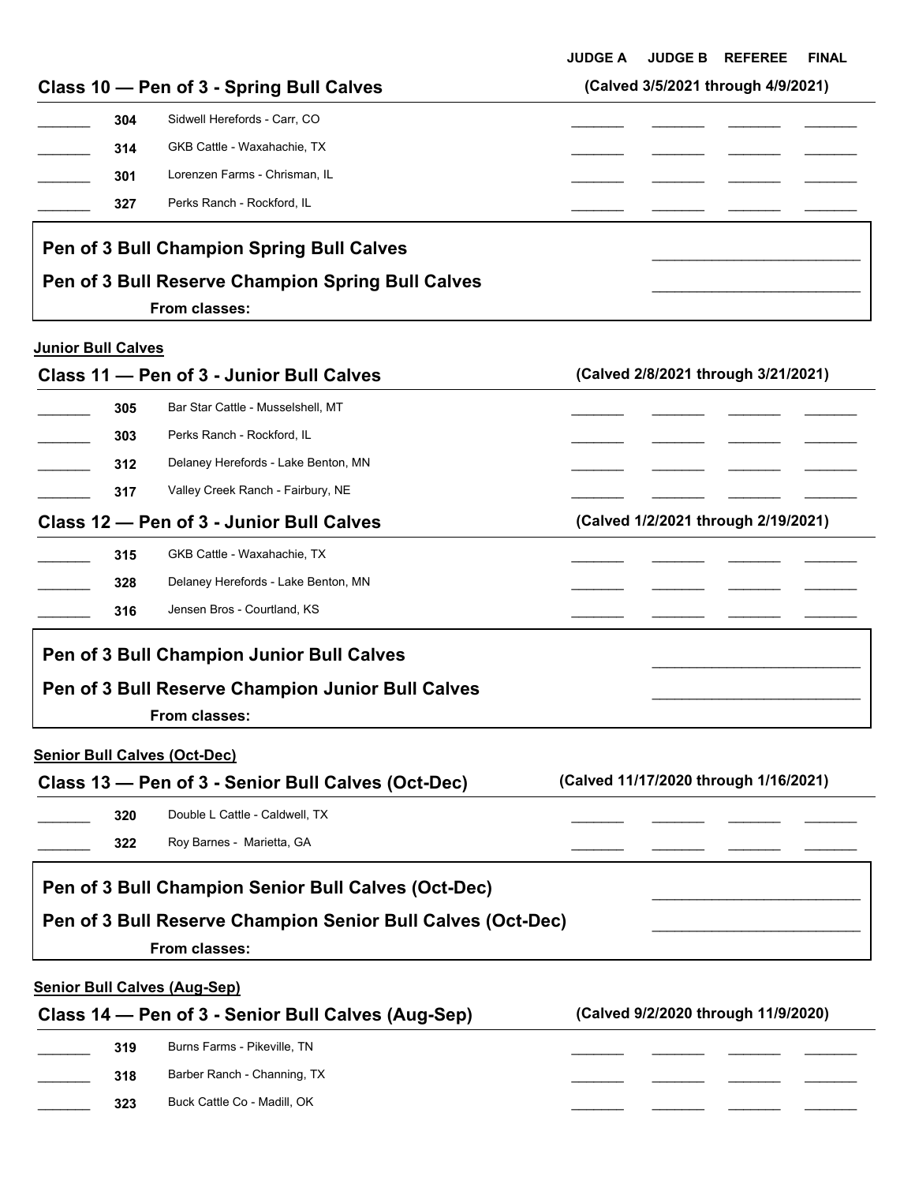| | | | JUDGE A | JUDGE B | REFEREE | FINAL |
|---|---|---|---|---|---|---|

## Class 10 — Pen of 3 - Spring Bull Calves

**(Calved 3/5/2021 through 4/9/2021)**

| Place | No. | Exhibitor | JUDGE A | JUDGE B | REFEREE | FINAL |
|---|---|---|---|---|---|---|
| _______ | 304 | Sidwell Herefords - Carr, CO | _______ | _______ | _______ | _______ |
| _______ | 314 | GKB Cattle - Waxahachie, TX | _______ | _______ | _______ | _______ |
| _______ | 301 | Lorenzen Farms - Chrisman, IL | _______ | _______ | _______ | _______ |
| _______ | 327 | Perks Ranch - Rockford, IL | _______ | _______ | _______ | _______ |

**Pen of 3 Bull Champion Spring Bull Calves** ________________________

**Pen of 3 Bull Reserve Champion Spring Bull Calves** ________________________

**From classes:**

**Junior Bull Calves**

## Class 11 — Pen of 3 - Junior Bull Calves

**(Calved 2/8/2021 through 3/21/2021)**

| Place | No. | Exhibitor | JUDGE A | JUDGE B | REFEREE | FINAL |
|---|---|---|---|---|---|---|
| _______ | 305 | Bar Star Cattle - Musselshell, MT | _______ | _______ | _______ | _______ |
| _______ | 303 | Perks Ranch - Rockford, IL | _______ | _______ | _______ | _______ |
| _______ | 312 | Delaney Herefords - Lake Benton, MN | _______ | _______ | _______ | _______ |
| _______ | 317 | Valley Creek Ranch - Fairbury, NE | _______ | _______ | _______ | _______ |

## Class 12 — Pen of 3 - Junior Bull Calves

**(Calved 1/2/2021 through 2/19/2021)**

| Place | No. | Exhibitor | JUDGE A | JUDGE B | REFEREE | FINAL |
|---|---|---|---|---|---|---|
| _______ | 315 | GKB Cattle - Waxahachie, TX | _______ | _______ | _______ | _______ |
| _______ | 328 | Delaney Herefords - Lake Benton, MN | _______ | _______ | _______ | _______ |
| _______ | 316 | Jensen Bros - Courtland, KS | _______ | _______ | _______ | _______ |

**Pen of 3 Bull Champion Junior Bull Calves** ________________________

**Pen of 3 Bull Reserve Champion Junior Bull Calves** ________________________

**From classes:**

**Senior Bull Calves (Oct-Dec)**

## Class 13 — Pen of 3 - Senior Bull Calves (Oct-Dec)

**(Calved 11/17/2020 through 1/16/2021)**

| Place | No. | Exhibitor | JUDGE A | JUDGE B | REFEREE | FINAL |
|---|---|---|---|---|---|---|
| _______ | 320 | Double L Cattle - Caldwell, TX | _______ | _______ | _______ | _______ |
| _______ | 322 | Roy Barnes - Marietta, GA | _______ | _______ | _______ | _______ |

**Pen of 3 Bull Champion Senior Bull Calves (Oct-Dec)** ________________________

**Pen of 3 Bull Reserve Champion Senior Bull Calves (Oct-Dec)** ________________________

**From classes:**

**Senior Bull Calves (Aug-Sep)**

## Class 14 — Pen of 3 - Senior Bull Calves (Aug-Sep)

**(Calved 9/2/2020 through 11/9/2020)**

| Place | No. | Exhibitor | JUDGE A | JUDGE B | REFEREE | FINAL |
|---|---|---|---|---|---|---|
| _______ | 319 | Burns Farms - Pikeville, TN | _______ | _______ | _______ | _______ |
| _______ | 318 | Barber Ranch - Channing, TX | _______ | _______ | _______ | _______ |
| _______ | 323 | Buck Cattle Co - Madill, OK | _______ | _______ | _______ | _______ |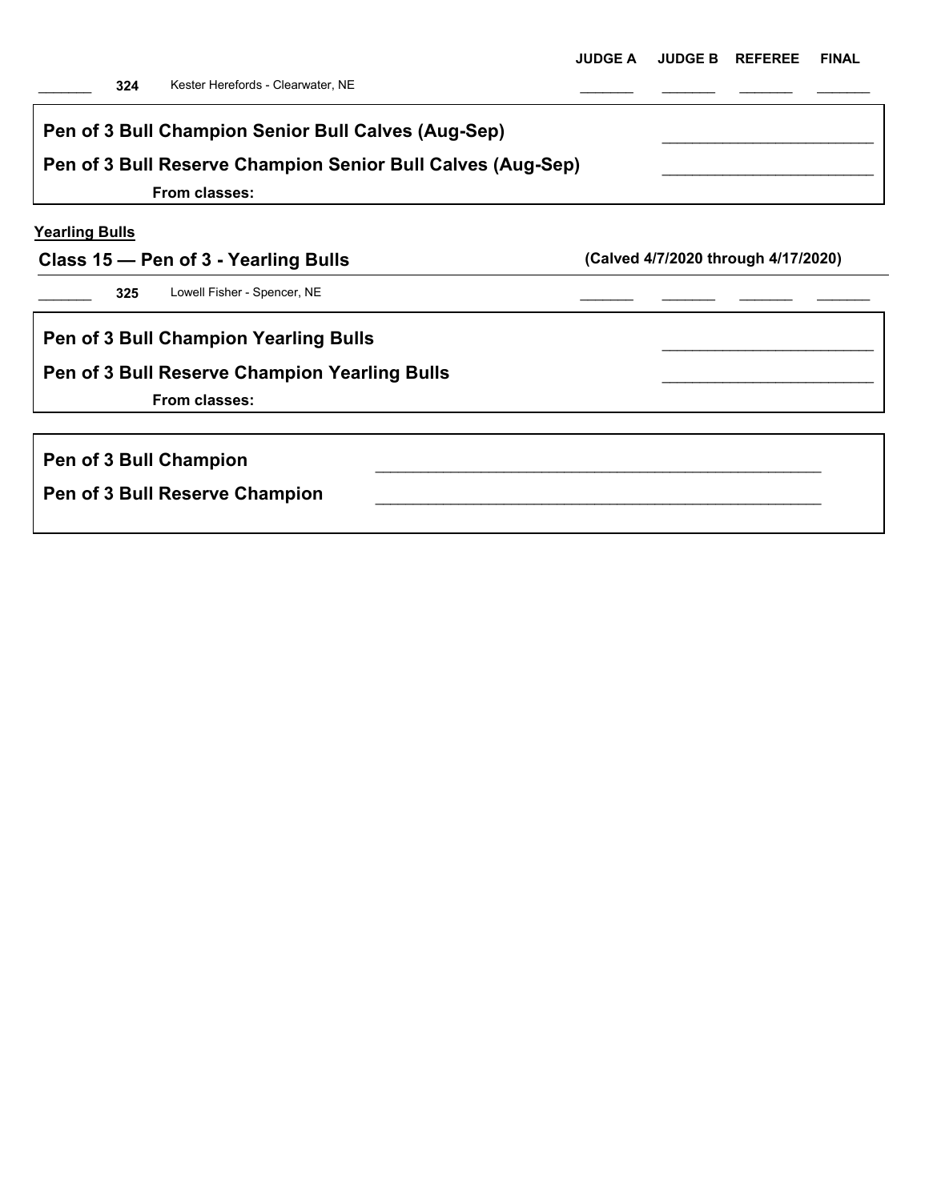| | | | JUDGE A | JUDGE B | REFEREE | FINAL |
|---|---|---|---|---|---|---|
| _______ | **324** | Kester Herefords - Clearwater, NE | _______ | _______ | _______ | _______ |

**Pen of 3 Bull Champion Senior Bull Calves (Aug-Sep)** ________________________

**Pen of 3 Bull Reserve Champion Senior Bull Calves (Aug-Sep)** ________________________

**From classes:**

**Yearling Bulls**

## Class 15 — Pen of 3 - Yearling Bulls

**(Calved 4/7/2020 through 4/17/2020)**

| | | | JUDGE A | JUDGE B | REFEREE | FINAL |
|---|---|---|---|---|---|---|
| _______ | **325** | Lowell Fisher - Spencer, NE | _______ | _______ | _______ | _______ |

**Pen of 3 Bull Champion Yearling Bulls** ________________________

**Pen of 3 Bull Reserve Champion Yearling Bulls** ________________________

**From classes:**

**Pen of 3 Bull Champion** ____________________________________________________

**Pen of 3 Bull Reserve Champion** ____________________________________________________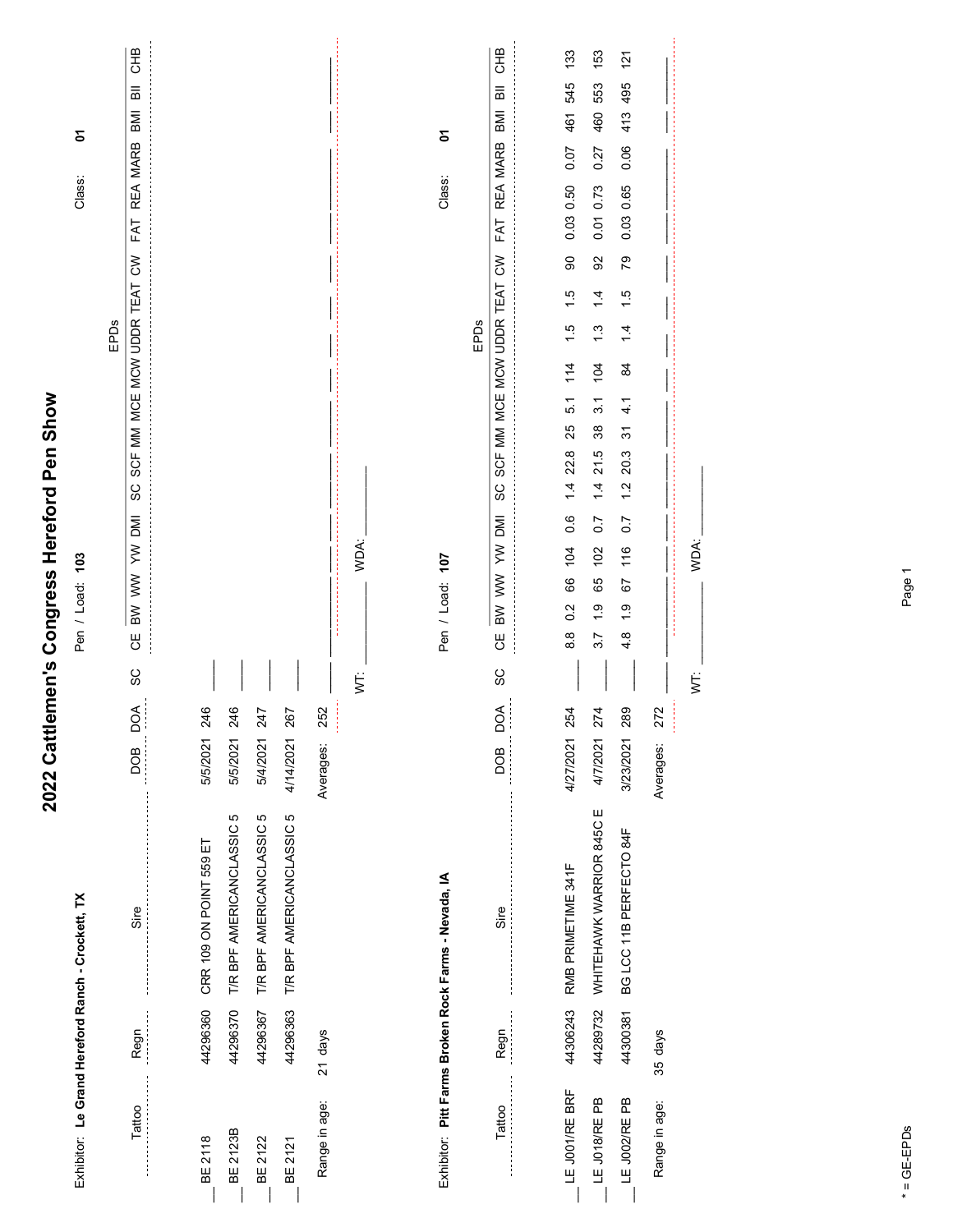# 2022 Cattlemen's Congress Hereford Pen Show

Exhibitor: **Le Grand Hereford Ranch - Crockett, TX**

Pen / Load: **103**

Class: **01**

| | Tattoo | Regn | Sire | DOB | DOA | SC | CE | BW | WW | YW | DMI | SC | SCF | MM | MCE | MCW | UDDR | TEAT | CW | FAT | REA | MARB | BMI | BII | CHB |
|---|---|---|---|---|---|---|---|---|---|---|---|---|---|---|---|---|---|---|---|---|---|---|---|---|---|
| | | | | | | | EPDs | | | | | | | | | | | | | | | | | | |
| __ | BE 2118 | 44296360 | CRR 109 ON POINT 559 ET | 5/5/2021 | 246 | ___ | | | | | | | | | | | | | | | | | | | |
| __ | BE 2123B | 44296370 | T/R BPF AMERICANCLASSIC 5 | 5/5/2021 | 246 | ___ | | | | | | | | | | | | | | | | | | | |
| __ | BE 2122 | 44296367 | T/R BPF AMERICANCLASSIC 5 | 5/4/2021 | 247 | ___ | | | | | | | | | | | | | | | | | | | |
| __ | BE 2121 | 44296363 | T/R BPF AMERICANCLASSIC 5 | 4/14/2021 | 267 | ___ | | | | | | | | | | | | | | | | | | | |
| | Range in age: | 21 days | | Averages: | 252 | ___ | | | | | | | | | | | | | | | | | | | |

WT: ___________ WDA: ___________

Exhibitor: **Pitt Farms Broken Rock Farms - Nevada, IA**

Pen / Load: **107**

Class: **01**

| | Tattoo | Regn | Sire | DOB | DOA | SC | CE | BW | WW | YW | DMI | SC | SCF | MM | MCE | MCW | UDDR | TEAT | CW | FAT | REA | MARB | BMI | BII | CHB |
|---|---|---|---|---|---|---|---|---|---|---|---|---|---|---|---|---|---|---|---|---|---|---|---|---|---|
| | | | | | | | EPDs | | | | | | | | | | | | | | | | | | |
| __ | LE J001/RE BRF | 44306243 | RMB PRIMETIME 341F | 4/27/2021 | 254 | ___ | 8.8 | 0.2 | 66 | 104 | 0.6 | 1.4 | 22.8 | 25 | 5.1 | 114 | 1.5 | 1.5 | 90 | 0.03 | 0.50 | 0.07 | 461 | 545 | 133 |
| __ | LE J018/RE PB | 44289732 | WHITEHAWK WARRIOR 845C E | 4/7/2021 | 274 | ___ | 3.7 | 1.9 | 65 | 102 | 0.7 | 1.4 | 21.5 | 38 | 3.1 | 104 | 1.3 | 1.4 | 92 | 0.01 | 0.73 | 0.27 | 460 | 553 | 153 |
| __ | LE J002/RE PB | 44300381 | BG LCC 11B PERFECTO 84F | 3/23/2021 | 289 | ___ | 4.8 | 1.9 | 67 | 116 | 0.7 | 1.2 | 20.3 | 31 | 4.1 | 84 | 1.4 | 1.5 | 79 | 0.03 | 0.65 | 0.06 | 413 | 495 | 121 |
| | Range in age: | 35 days | | Averages: | 272 | | | | | | | | | | | | | | | | | | | | |

WT: ___________ WDA: ___________

* = GE-EPDs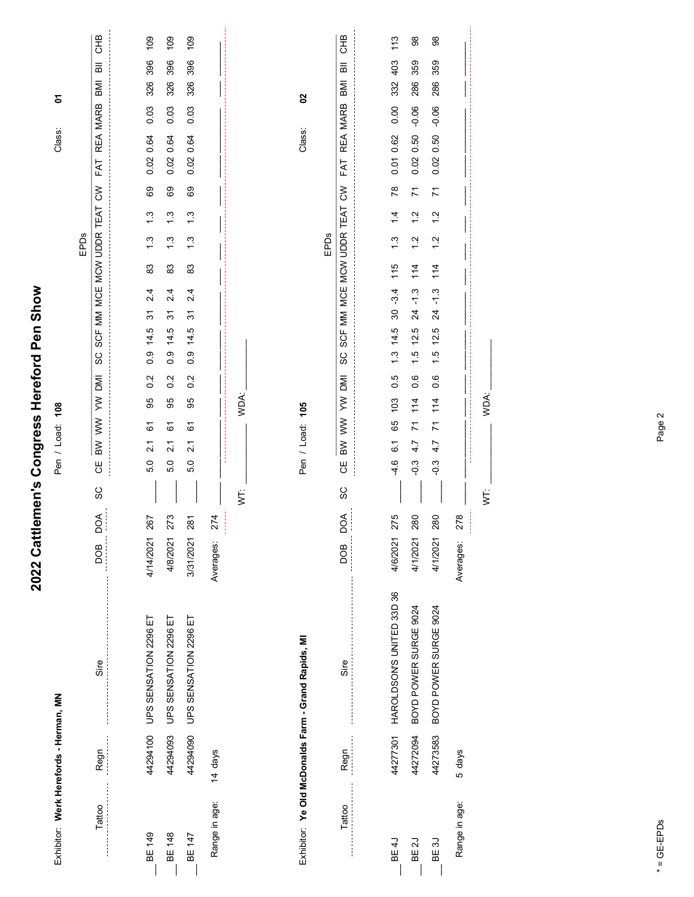# 2022 Cattlemen's Congress Hereford Pen Show

Exhibitor: **Werk Herefords - Herman, MN**  Pen / Load: **108**  Class: **01**

| | Tattoo | Regn | Sire | DOB | DOA | SC | CE | BW | WW | YW | DMI | SC | SCF | MM | MCE | MCW | UDDR | TEAT | CW | FAT | REA | MARB | BMI | BII | CHB |
|---|---|---|---|---|---|---|---|---|---|---|---|---|---|---|---|---|---|---|---|---|---|---|---|---|---|
| | | | | | | | EPDs | | | | | | | | | | | | | | | | | | |
| ___ | BE 149 | 44294100 | UPS SENSATION 2296 ET | 4/14/2021 | 267 | ___ | 5.0 | 2.1 | 61 | 95 | 0.2 | 0.9 | 14.5 | 31 | 2.4 | 83 | 1.3 | 1.3 | 69 | 0.02 | 0.64 | 0.03 | 326 | 396 | 109 |
| ___ | BE 148 | 44294093 | UPS SENSATION 2296 ET | 4/8/2021 | 273 | ___ | 5.0 | 2.1 | 61 | 95 | 0.2 | 0.9 | 14.5 | 31 | 2.4 | 83 | 1.3 | 1.3 | 69 | 0.02 | 0.64 | 0.03 | 326 | 396 | 109 |
| ___ | BE 147 | 44294090 | UPS SENSATION 2296 ET | 3/31/2021 | 281 | ___ | 5.0 | 2.1 | 61 | 95 | 0.2 | 0.9 | 14.5 | 31 | 2.4 | 83 | 1.3 | 1.3 | 69 | 0.02 | 0.64 | 0.03 | 326 | 396 | 109 |
| | Range in age: | 14 days | | Averages: | 274 | | | | | | | | | | | | | | | | | | | | |

WT: ________ WDA: ________

Exhibitor: **Ye Old McDonalds Farm - Grand Rapids, MI**  Pen / Load: **105**  Class: **02**

| | Tattoo | Regn | Sire | DOB | DOA | SC | CE | BW | WW | YW | DMI | SC | SCF | MM | MCE | MCW | UDDR | TEAT | CW | FAT | REA | MARB | BMI | BII | CHB |
|---|---|---|---|---|---|---|---|---|---|---|---|---|---|---|---|---|---|---|---|---|---|---|---|---|---|
| | | | | | | | EPDs | | | | | | | | | | | | | | | | | | |
| ___ | BE 4J | 44277301 | HAROLDSON'S UNITED 33D 36 | 4/6/2021 | 275 | ___ | -4.6 | 6.1 | 65 | 103 | 0.5 | 1.3 | 14.5 | 30 | -3.4 | 115 | 1.3 | 1.4 | 78 | 0.01 | 0.62 | 0.00 | 332 | 403 | 113 |
| ___ | BE 2J | 44272094 | BOYD POWER SURGE 9024 | 4/1/2021 | 280 | ___ | -0.3 | 4.7 | 71 | 114 | 0.6 | 1.5 | 12.5 | 24 | -1.3 | 114 | 1.2 | 1.2 | 71 | 0.02 | 0.50 | -0.06 | 286 | 359 | 98 |
| ___ | BE 3J | 44273583 | BOYD POWER SURGE 9024 | 4/1/2021 | 280 | ___ | -0.3 | 4.7 | 71 | 114 | 0.6 | 1.5 | 12.5 | 24 | -1.3 | 114 | 1.2 | 1.2 | 71 | 0.02 | 0.50 | -0.06 | 286 | 359 | 98 |
| | Range in age: | 5 days | | Averages: | 278 | | | | | | | | | | | | | | | | | | | | |

WT: ________ WDA: ________

\* = GE-EPDs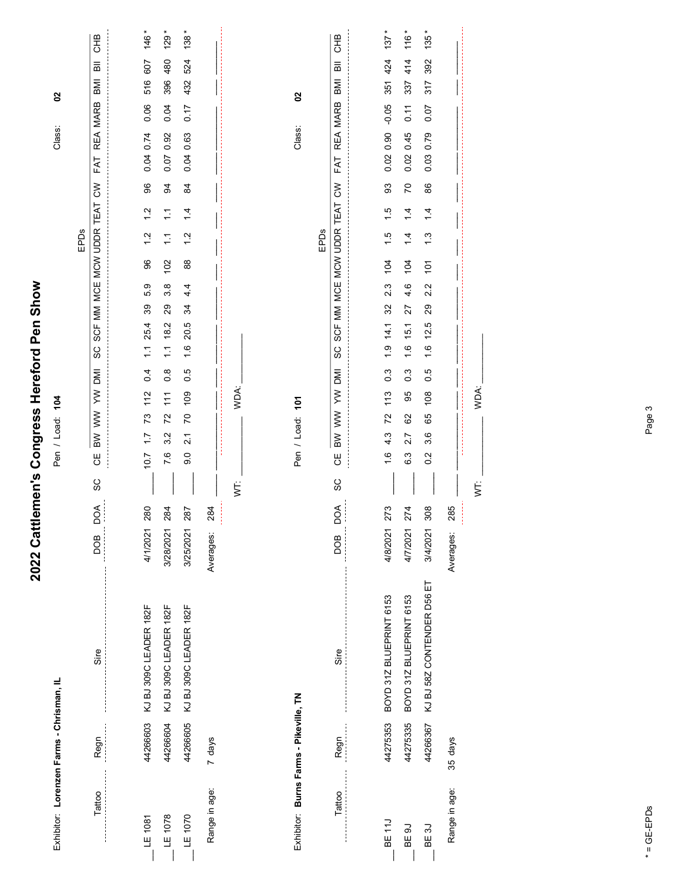# 2022 Cattlemen's Congress Hereford Pen Show

Exhibitor: **Lorenzen Farms - Chrisman, IL** Pen / Load: **104** Class: **02**

| Tattoo | Regn | Sire | DOB | DOA | SC | CE | BW | WW | YW | DMI | SC | SCF | MM | MCE | MCW | UDDR | TEAT | CW | FAT | REA | MARB | BMI | BII | CHB |
|---|---|---|---|---|---|---|---|---|---|---|---|---|---|---|---|---|---|---|---|---|---|---|---|---|
| LE 1081 | 44266603 | KJ BJ 309C LEADER 182F | 4/1/2021 | 280 | ___ | 10.7 | 1.7 | 73 | 112 | 0.4 | 1.1 | 25.4 | 39 | 5.9 | 96 | 1.2 | 1.2 | 96 | 0.04 | 0.74 | 0.06 | 516 | 607 | 146 * |
| LE 1078 | 44266604 | KJ BJ 309C LEADER 182F | 3/28/2021 | 284 | ___ | 7.6 | 3.2 | 72 | 111 | 0.8 | 1.1 | 18.2 | 29 | 3.8 | 102 | 1.1 | 1.1 | 94 | 0.07 | 0.92 | 0.04 | 396 | 480 | 129 * |
| LE 1070 | 44266605 | KJ BJ 309C LEADER 182F | 3/25/2021 | 287 | ___ | 9.0 | 2.1 | 70 | 109 | 0.5 | 1.6 | 20.5 | 34 | 4.4 | 88 | 1.2 | 1.4 | 84 | 0.04 | 0.63 | 0.17 | 432 | 524 | 138 * |
| Range in age: 7 days | | | Averages: | 284 | | | | | | | | | | | | | | | | | | | | |

WT: ________ WDA: ________

Exhibitor: **Burns Farms - Pikeville, TN** Pen / Load: **101** Class: **02**

| Tattoo | Regn | Sire | DOB | DOA | SC | CE | BW | WW | YW | DMI | SC | SCF | MM | MCE | MCW | UDDR | TEAT | CW | FAT | REA | MARB | BMI | BII | CHB |
|---|---|---|---|---|---|---|---|---|---|---|---|---|---|---|---|---|---|---|---|---|---|---|---|---|
| BE 11J | 44275353 | BOYD 31Z BLUEPRINT 6153 | 4/8/2021 | 273 | ___ | 1.6 | 4.3 | 72 | 113 | 0.3 | 1.9 | 14.1 | 32 | 2.3 | 104 | 1.5 | 1.5 | 93 | 0.02 | 0.90 | -0.05 | 351 | 424 | 137 * |
| BE 9J | 44275335 | BOYD 31Z BLUEPRINT 6153 | 4/7/2021 | 274 | ___ | 6.3 | 2.7 | 62 | 95 | 0.3 | 1.6 | 15.1 | 27 | 4.6 | 104 | 1.4 | 1.4 | 70 | 0.02 | 0.45 | 0.11 | 337 | 414 | 116 * |
| BE 3J | 44266367 | KJ BJ 58Z CONTENDER D56 ET | 3/4/2021 | 308 | ___ | 0.2 | 3.6 | 65 | 108 | 0.5 | 1.6 | 12.5 | 29 | 2.2 | 101 | 1.3 | 1.4 | 86 | 0.03 | 0.79 | 0.07 | 317 | 392 | 135 * |
| Range in age: 35 days | | | Averages: | 285 | | | | | | | | | | | | | | | | | | | | |

WT: ________ WDA: ________

* = GE-EPDs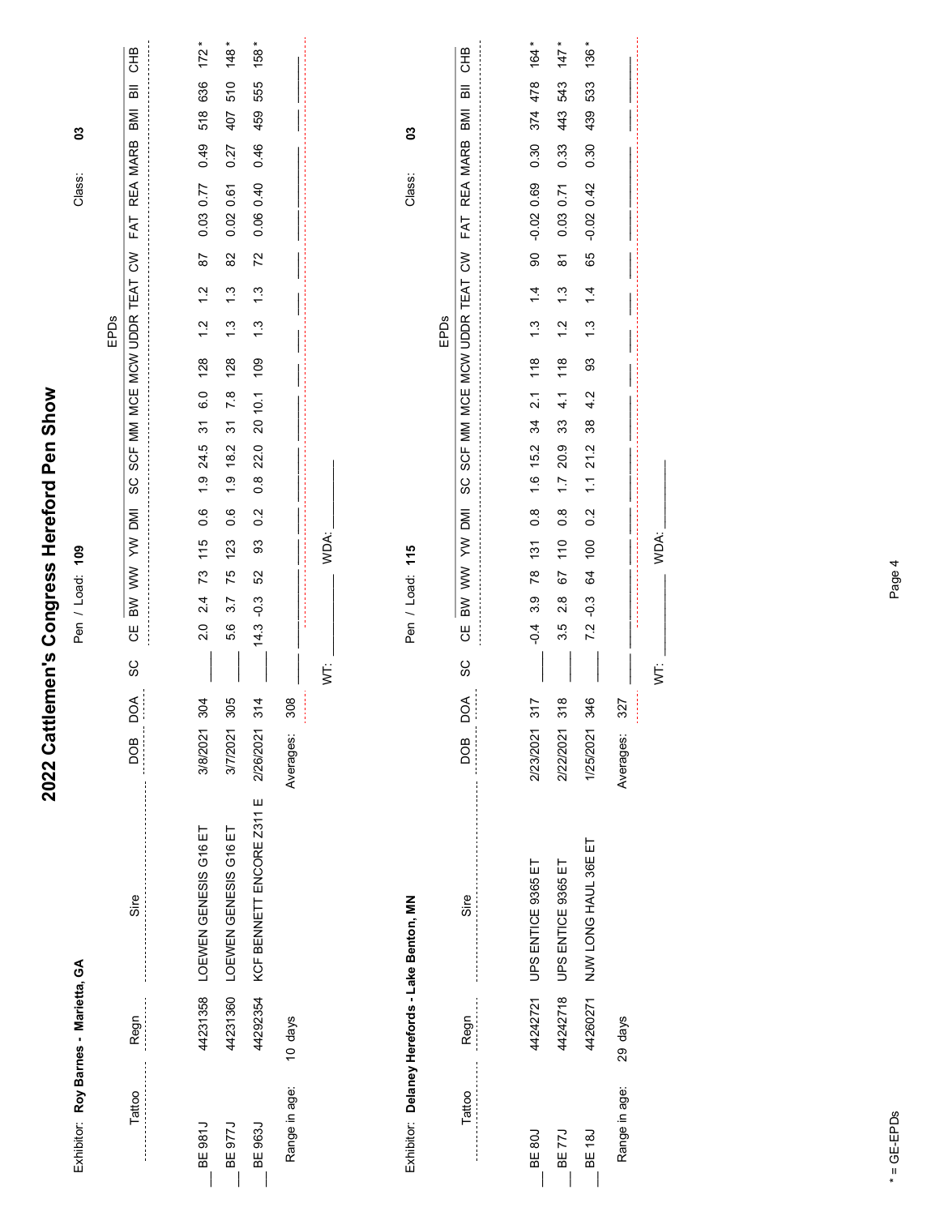# 2022 Cattlemen's Congress Hereford Pen Show

Exhibitor: **Roy Barnes - Marietta, GA**

Pen / Load: **109**

Class: **03**

| Tattoo | Regn | Sire | DOB | DOA | SC | CE | BW | WW | YW | DMI | SC | SCF | MM | MCE | MCW | UDDR | TEAT | CW | FAT | REA | MARB | BMI | BII | CHB |
|---|---|---|---|---|---|---|---|---|---|---|---|---|---|---|---|---|---|---|---|---|---|---|---|---|
| BE 981J | 44231358 | LOEWEN GENESIS G16 ET | 3/8/2021 | 304 | | 2.0 | 2.4 | 73 | 115 | 0.6 | 1.9 | 24.5 | 31 | 6.0 | 128 | 1.2 | 1.2 | 87 | 0.03 | 0.77 | 0.49 | 518 | 636 | 172 * |
| BE 977J | 44231360 | LOEWEN GENESIS G16 ET | 3/7/2021 | 305 | | 5.6 | 3.7 | 75 | 123 | 0.6 | 1.9 | 18.2 | 31 | 7.8 | 128 | 1.3 | 1.3 | 82 | 0.02 | 0.61 | 0.27 | 407 | 510 | 148 * |
| BE 963J | 44292354 | KCF BENNETT ENCORE Z311 E | 2/26/2021 | 314 | | 14.3 | -0.3 | 52 | 93 | 0.2 | 0.8 | 22.0 | 20 | 10.1 | 109 | 1.3 | 1.3 | 72 | 0.06 | 0.40 | 0.46 | 459 | 555 | 158 * |
| Range in age: | 10 days | | Averages: | 308 | | | | | | | | | | | | | | | | | | | | |

WT: ______ WDA: ______

Exhibitor: **Delaney Herefords - Lake Benton, MN**

Pen / Load: **115**

Class: **03**

| Tattoo | Regn | Sire | DOB | DOA | SC | CE | BW | WW | YW | DMI | SC | SCF | MM | MCE | MCW | UDDR | TEAT | CW | FAT | REA | MARB | BMI | BII | CHB |
|---|---|---|---|---|---|---|---|---|---|---|---|---|---|---|---|---|---|---|---|---|---|---|---|---|
| BE 80J | 44242721 | UPS ENTICE 9365 ET | 2/23/2021 | 317 | | -0.4 | 3.9 | 78 | 131 | 0.8 | 1.6 | 15.2 | 34 | 2.1 | 118 | 1.3 | 1.4 | 90 | -0.02 | 0.69 | 0.30 | 374 | 478 | 164 * |
| BE 77J | 44242718 | UPS ENTICE 9365 ET | 2/22/2021 | 318 | | 3.5 | 2.8 | 67 | 110 | 0.8 | 1.7 | 20.9 | 33 | 4.1 | 118 | 1.2 | 1.3 | 81 | 0.03 | 0.71 | 0.33 | 443 | 543 | 147 * |
| BE 18J | 44260271 | NJW LONG HAUL 36E ET | 1/25/2021 | 346 | | 7.2 | -0.3 | 64 | 100 | 0.2 | 1.1 | 21.2 | 38 | 4.2 | 93 | 1.3 | 1.4 | 65 | -0.02 | 0.42 | 0.30 | 439 | 533 | 136 * |
| Range in age: | 29 days | | Averages: | 327 | | | | | | | | | | | | | | | | | | | | |

WT: ______ WDA: ______

* = GE-EPDs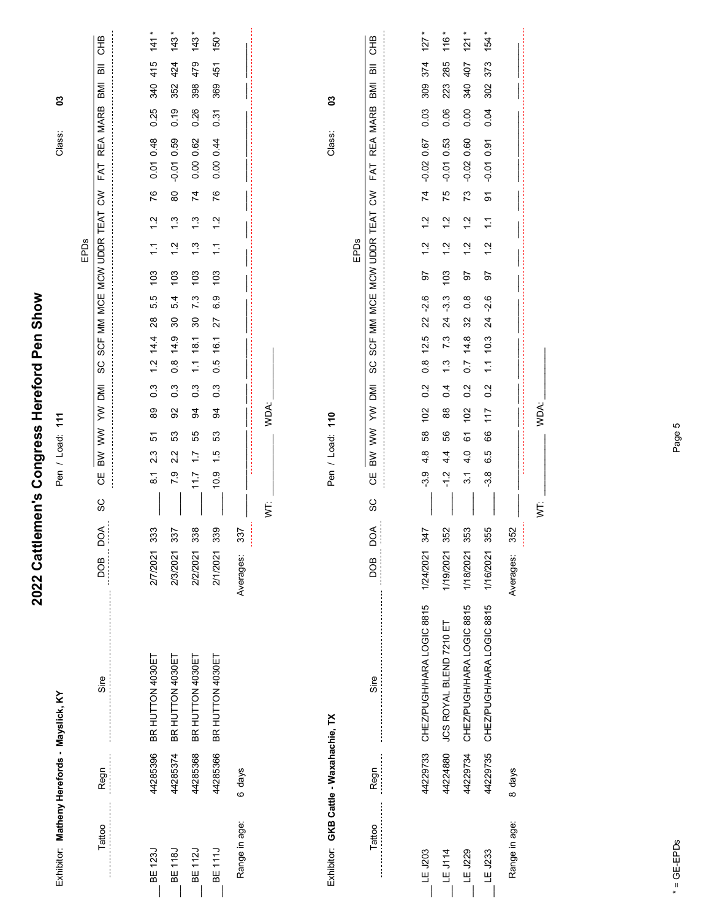# 2022 Cattlemen's Congress Hereford Pen Show

Exhibitor: **Matheny Herefords - Mayslick, KY**　　Pen / Load: **111**　　Class: **03**

| Tattoo | Regn | Sire | DOB | DOA | SC | CE | BW | WW | YW | DMI | SC | SCF | MM | MCE | MCW | UDDR | TEAT | CW | FAT | REA | MARB | BMI | BII | CHB |
|---|---|---|---|---|---|---|---|---|---|---|---|---|---|---|---|---|---|---|---|---|---|---|---|---|
| | | | | | | EPDs | | | | | | | | | | | | | | | | | | |
| BE 123J | 44285396 | BR HUTTON 4030ET | 2/7/2021 | 333 | | 8.1 | 2.3 | 51 | 89 | 0.3 | 1.2 | 14.4 | 28 | 5.5 | 103 | 1.1 | 1.2 | 76 | 0.01 | 0.48 | 0.25 | 340 | 415 | 141 * |
| BE 118J | 44285374 | BR HUTTON 4030ET | 2/3/2021 | 337 | | 7.9 | 2.2 | 53 | 92 | 0.3 | 0.8 | 14.9 | 30 | 5.4 | 103 | 1.2 | 1.3 | 80 | -0.01 | 0.59 | 0.19 | 352 | 424 | 143 * |
| BE 112J | 44285368 | BR HUTTON 4030ET | 2/2/2021 | 338 | | 11.7 | 1.7 | 55 | 94 | 0.3 | 1.1 | 18.1 | 30 | 7.3 | 103 | 1.3 | 1.3 | 74 | 0.00 | 0.62 | 0.26 | 398 | 479 | 143 * |
| BE 111J | 44285366 | BR HUTTON 4030ET | 2/1/2021 | 339 | | 10.9 | 1.5 | 53 | 94 | 0.3 | 0.5 | 16.1 | 27 | 6.9 | 103 | 1.1 | 1.2 | 76 | 0.00 | 0.44 | 0.31 | 369 | 451 | 150 * |
| Range in age: | 6 days | | Averages: | 337 | | | | | | | | | | | | | | | | | | | | |

WT: ____________　WDA: ____________

Exhibitor: **GKB Cattle - Waxahachie, TX**　　Pen / Load: **110**　　Class: **03**

| Tattoo | Regn | Sire | DOB | DOA | SC | CE | BW | WW | YW | DMI | SC | SCF | MM | MCE | MCW | UDDR | TEAT | CW | FAT | REA | MARB | BMI | BII | CHB |
|---|---|---|---|---|---|---|---|---|---|---|---|---|---|---|---|---|---|---|---|---|---|---|---|---|
| | | | | | | EPDs | | | | | | | | | | | | | | | | | | |
| LE J203 | 44229733 | CHEZ/PUGH/HARA LOGIC 8815 | 1/24/2021 | 347 | | -3.9 | 4.8 | 58 | 102 | 0.2 | 0.8 | 12.5 | 22 | -2.6 | 97 | 1.2 | 1.2 | 74 | -0.02 | 0.67 | 0.03 | 309 | 374 | 127 * |
| LE J114 | 44224880 | JCS ROYAL BLEND 7210 ET | 1/19/2021 | 352 | | -1.2 | 4.4 | 56 | 88 | 0.4 | 1.3 | 7.3 | 24 | -3.3 | 103 | 1.2 | 1.2 | 75 | -0.01 | 0.53 | 0.06 | 223 | 285 | 116 * |
| LE J229 | 44229734 | CHEZ/PUGH/HARA LOGIC 8815 | 1/18/2021 | 353 | | 3.1 | 4.0 | 61 | 102 | 0.2 | 0.7 | 14.8 | 32 | 0.8 | 97 | 1.2 | 1.2 | 73 | -0.02 | 0.60 | 0.00 | 340 | 407 | 121 * |
| LE J233 | 44229735 | CHEZ/PUGH/HARA LOGIC 8815 | 1/16/2021 | 355 | | -3.8 | 6.5 | 66 | 117 | 0.2 | 1.1 | 10.3 | 24 | -2.6 | 97 | 1.2 | 1.1 | 91 | -0.01 | 0.91 | 0.04 | 302 | 373 | 154 * |
| Range in age: | 8 days | | Averages: | 352 | | | | | | | | | | | | | | | | | | | | |

WT: ____________　WDA: ____________

* = GE-EPDs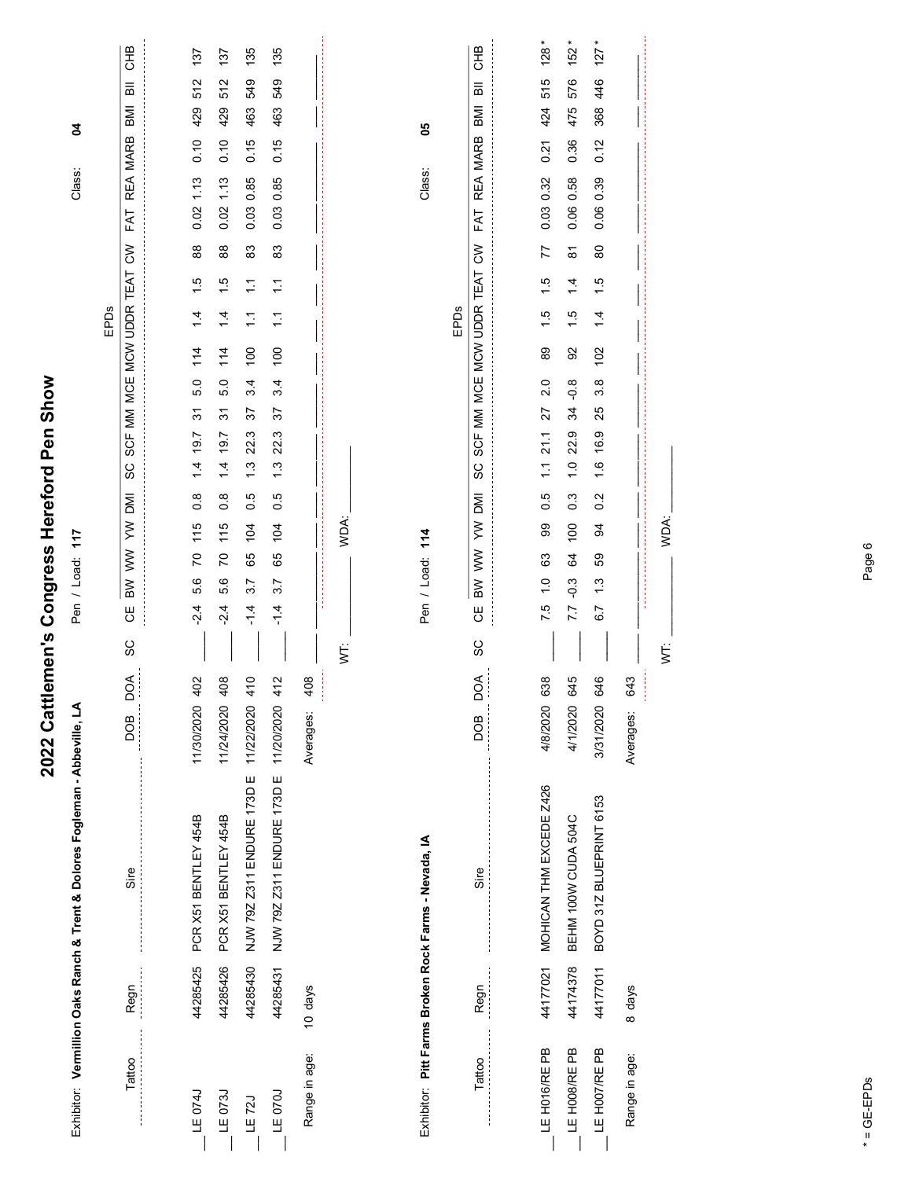# 2022 Cattlemen's Congress Hereford Pen Show

Exhibitor: **Vermillion Oaks Ranch & Trent & Dolores Fogleman - Abbeville, LA**

Pen / Load: **117**

Class: **04**

| Tattoo | Regn | Sire | DOB | DOA | SC | CE | BW | WW | YW | DMI | SC | SCF | MM | MCE | MCW | UDDR | TEAT | CW | FAT | REA | MARB | BMI | BII | CHB |
|---|---|---|---|---|---|---|---|---|---|---|---|---|---|---|---|---|---|---|---|---|---|---|---|---|
| LE 074J | 44285425 | PCR X51 BENTLEY 454B | 11/30/2020 | 402 | | -2.4 | 5.6 | 70 | 115 | 0.8 | 1.4 | 19.7 | 31 | 5.0 | 114 | 1.4 | 1.5 | 88 | 0.02 | 1.13 | 0.10 | 429 | 512 | 137 |
| LE 073J | 44285426 | PCR X51 BENTLEY 454B | 11/24/2020 | 408 | | -2.4 | 5.6 | 70 | 115 | 0.8 | 1.4 | 19.7 | 31 | 5.0 | 114 | 1.4 | 1.5 | 88 | 0.02 | 1.13 | 0.10 | 429 | 512 | 137 |
| LE 72J | 44285430 | NJW 79Z Z311 ENDURE 173D E | 11/22/2020 | 410 | | -1.4 | 3.7 | 65 | 104 | 0.5 | 1.3 | 22.3 | 37 | 3.4 | 100 | 1.1 | 1.1 | 83 | 0.03 | 0.85 | 0.15 | 463 | 549 | 135 |
| LE 070J | 44285431 | NJW 79Z Z311 ENDURE 173D E | 11/20/2020 | 412 | | -1.4 | 3.7 | 65 | 104 | 0.5 | 1.3 | 22.3 | 37 | 3.4 | 100 | 1.1 | 1.1 | 83 | 0.03 | 0.85 | 0.15 | 463 | 549 | 135 |
| Range in age: | 10 days | | Averages: | 408 | | | | | | | | | | | | | | | | | | | | |

WT: ____________ WDA: ____________

Exhibitor: **Pitt Farms Broken Rock Farms - Nevada, IA**

Pen / Load: **114**

Class: **05**

| Tattoo | Regn | Sire | DOB | DOA | SC | CE | BW | WW | YW | DMI | SC | SCF | MM | MCE | MCW | UDDR | TEAT | CW | FAT | REA | MARB | BMI | BII | CHB |
|---|---|---|---|---|---|---|---|---|---|---|---|---|---|---|---|---|---|---|---|---|---|---|---|---|
| LE H016/RE PB | 44177021 | MOHICAN THM EXCEDE Z426 | 4/8/2020 | 638 | | 7.5 | 1.0 | 63 | 99 | 0.5 | 1.1 | 21.1 | 27 | 2.0 | 89 | 1.5 | 1.5 | 77 | 0.03 | 0.32 | 0.21 | 424 | 515 | 128 * |
| LE H008/RE PB | 44174378 | BEHM 100W CUDA 504C | 4/1/2020 | 645 | | 7.7 | -0.3 | 64 | 100 | 0.3 | 1.0 | 22.9 | 34 | -0.8 | 92 | 1.5 | 1.4 | 81 | 0.06 | 0.58 | 0.36 | 475 | 576 | 152 * |
| LE H007/RE PB | 44177011 | BOYD 31Z BLUEPRINT 6153 | 3/31/2020 | 646 | | 6.7 | 1.3 | 59 | 94 | 0.2 | 1.6 | 16.9 | 25 | 3.8 | 102 | 1.4 | 1.5 | 80 | 0.06 | 0.39 | 0.12 | 368 | 446 | 127 * |
| Range in age: | 8 days | | Averages: | 643 | | | | | | | | | | | | | | | | | | | | |

WT: ____________ WDA: ____________

\* = GE-EPDs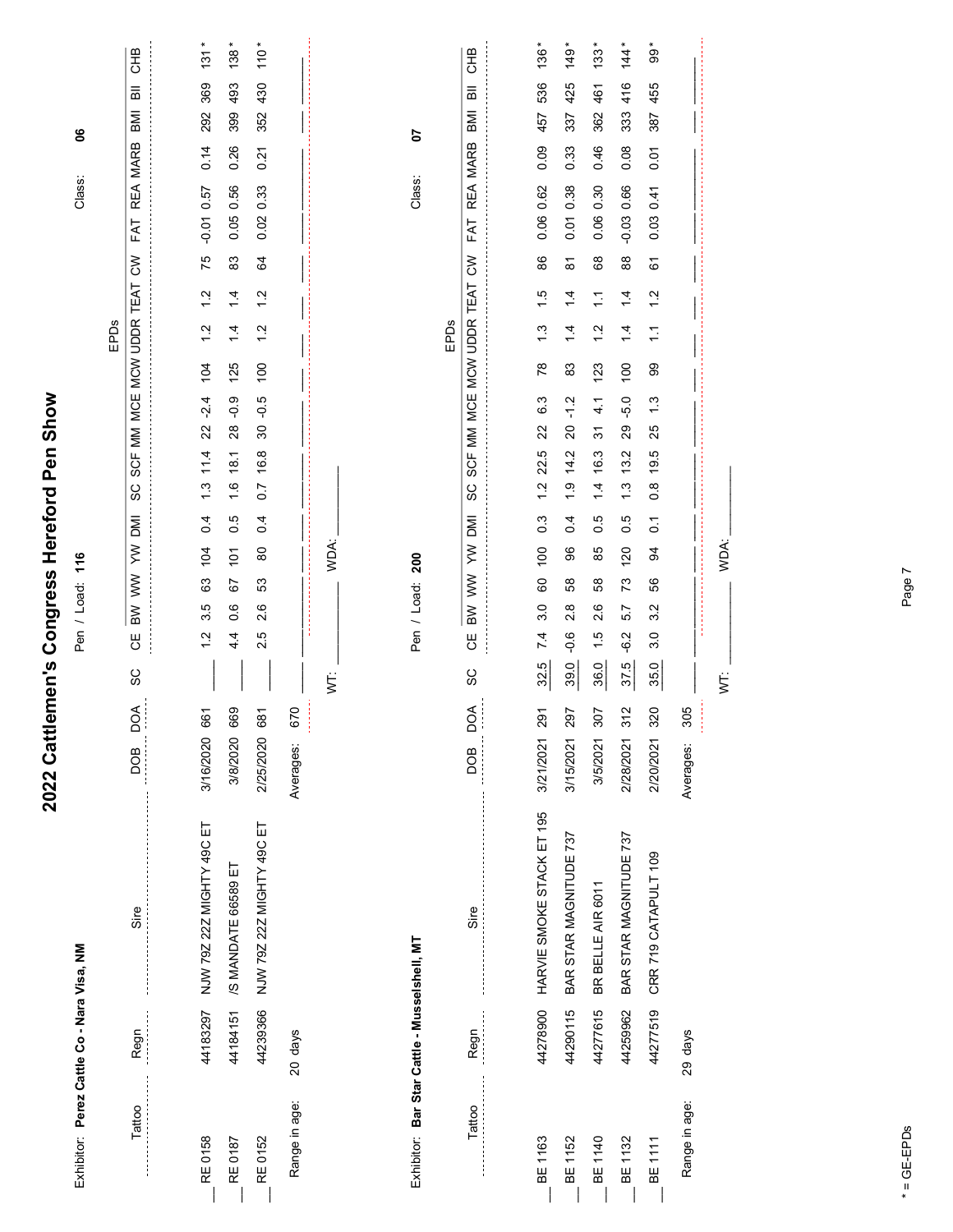# 2022 Cattlemen's Congress Hereford Pen Show

Exhibitor: **Perez Cattle Co - Nara Visa, NM** Pen / Load: **116** Class: **06**

| Tattoo | Regn | Sire | DOB | DOA | SC | CE | BW | WW | YW | DMI | SC | SCF | MM | MCE | MCW | UDDR | TEAT | CW | FAT | REA | MARB | BMI | BII | CHB |
|---|---|---|---|---|---|---|---|---|---|---|---|---|---|---|---|---|---|---|---|---|---|---|---|---|
| RE 0158 | 44183297 | NJW 79Z 22Z MIGHTY 49C ET | 3/16/2020 | 661 | | 1.2 | 3.5 | 63 | 104 | 0.4 | 1.3 | 11.4 | 22 | -2.4 | 104 | 1.2 | 1.2 | 75 | -0.01 | 0.57 | 0.14 | 292 | 369 | 131* |
| RE 0187 | 44184151 | /S MANDATE 66589 ET | 3/8/2020 | 669 | | 4.4 | 0.6 | 67 | 101 | 0.5 | 1.6 | 18.1 | 28 | -0.9 | 125 | 1.4 | 1.4 | 83 | 0.05 | 0.56 | 0.26 | 399 | 493 | 138* |
| RE 0152 | 44239366 | NJW 79Z 22Z MIGHTY 49C ET | 2/25/2020 | 681 | | 2.5 | 2.6 | 53 | 80 | 0.4 | 0.7 | 16.8 | 30 | -0.5 | 100 | 1.2 | 1.2 | 64 | 0.02 | 0.33 | 0.21 | 352 | 430 | 110* |
| Range in age: | 20 days | | Averages: | 670 | | | | | | | | | | | | | | | | | | | | |

WT: ________ WDA: ________

Exhibitor: **Bar Star Cattle - Musselshell, MT** Pen / Load: **200** Class: **07**

| Tattoo | Regn | Sire | DOB | DOA | SC | CE | BW | WW | YW | DMI | SC | SCF | MM | MCE | MCW | UDDR | TEAT | CW | FAT | REA | MARB | BMI | BII | CHB |
|---|---|---|---|---|---|---|---|---|---|---|---|---|---|---|---|---|---|---|---|---|---|---|---|---|
| BE 1163 | 44278900 | HARVIE SMOKE STACK ET 195 | 3/21/2021 | 291 | 32.5 | 7.4 | 3.0 | 60 | 100 | 0.3 | 1.2 | 22.5 | 22 | 6.3 | 78 | 1.3 | 1.5 | 86 | 0.06 | 0.62 | 0.09 | 457 | 536 | 136* |
| BE 1152 | 44290115 | BAR STAR MAGNITUDE 737 | 3/15/2021 | 297 | 39.0 | -0.6 | 2.8 | 58 | 96 | 0.4 | 1.9 | 14.2 | 20 | -1.2 | 83 | 1.4 | 1.4 | 81 | 0.01 | 0.38 | 0.33 | 337 | 425 | 149* |
| BE 1140 | 44277615 | BR BELLE AIR 6011 | 3/5/2021 | 307 | 36.0 | 1.5 | 2.6 | 58 | 85 | 0.5 | 1.4 | 16.3 | 31 | 4.1 | 123 | 1.2 | 1.1 | 68 | 0.06 | 0.30 | 0.46 | 362 | 461 | 133* |
| BE 1132 | 44259962 | BAR STAR MAGNITUDE 737 | 2/28/2021 | 312 | 37.5 | -6.2 | 5.7 | 73 | 120 | 0.5 | 1.3 | 13.2 | 29 | -5.0 | 100 | 1.4 | 1.4 | 88 | -0.03 | 0.66 | 0.08 | 333 | 416 | 144* |
| BE 1111 | 44277519 | CRR 719 CATAPULT 109 | 2/20/2021 | 320 | 35.0 | 3.0 | 3.2 | 56 | 94 | 0.1 | 0.8 | 19.5 | 25 | 1.3 | 99 | 1.1 | 1.2 | 61 | 0.03 | 0.41 | 0.01 | 387 | 455 | 99* |
| Range in age: | 29 days | | Averages: | 305 | | | | | | | | | | | | | | | | | | | | |

WT: ________ WDA: ________

* = GE-EPDs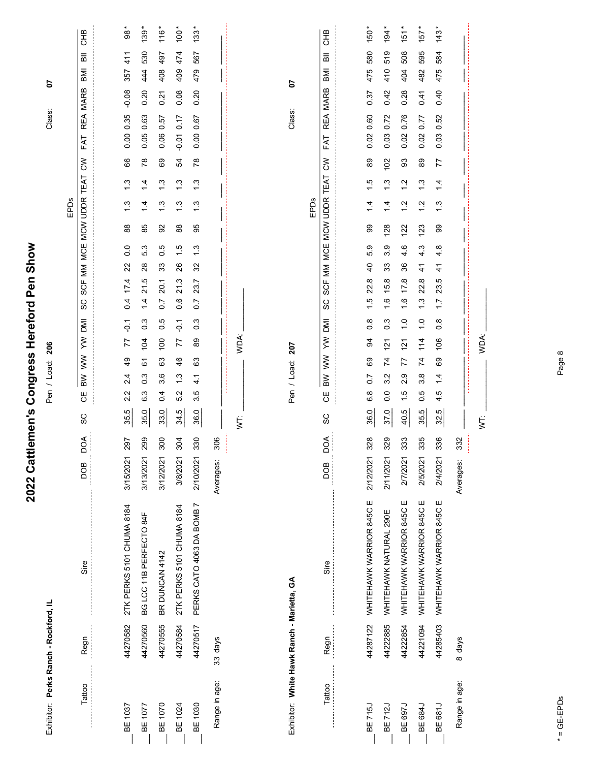# 2022 Cattlemen's Congress Hereford Pen Show

Exhibitor: **Perks Ranch - Rockford, IL**

Pen / Load: **206**

Class: **07**

| Tattoo | Regn | Sire | DOB | DOA | SC | CE | BW | WW | YW | DMI | SC | SCF | MM | MCE | MCW | UDDR | TEAT | CW | FAT | REA | MARB | BMI | BII | CHB |
|---|---|---|---|---|---|---|---|---|---|---|---|---|---|---|---|---|---|---|---|---|---|---|---|---|
| BE 1037 | 44270582 | 2TK PERKS 5101 CHUMA 8184 | 3/15/2021 | 297 | 35.5 | 2.2 | 2.4 | 49 | 77 | -0.1 | 0.4 | 17.4 | 22 | 0.0 | 88 | 1.3 | 1.3 | 66 | 0.00 | 0.35 | -0.08 | 357 | 411 | 98* |
| BE 1077 | 44270560 | BG LCC 11B PERFECTO 84F | 3/13/2021 | 299 | 35.0 | 6.3 | 0.3 | 61 | 104 | 0.3 | 1.4 | 21.5 | 28 | 5.3 | 85 | 1.4 | 1.4 | 78 | 0.05 | 0.63 | 0.20 | 444 | 530 | 139* |
| BE 1070 | 44270555 | BR DUNCAN 4142 | 3/12/2021 | 300 | 33.0 | 0.4 | 3.6 | 63 | 100 | 0.5 | 0.7 | 20.1 | 33 | 0.5 | 92 | 1.3 | 1.3 | 69 | 0.06 | 0.57 | 0.21 | 408 | 497 | 116* |
| BE 1024 | 44270584 | 2TK PERKS 5101 CHUMA 8184 | 3/8/2021 | 304 | 34.5 | 5.2 | 1.3 | 46 | 77 | -0.1 | 0.6 | 21.3 | 26 | 1.5 | 88 | 1.3 | 1.3 | 54 | -0.01 | 0.17 | 0.08 | 409 | 474 | 100* |
| BE 1030 | 44270517 | PERKS CATO 4063 DA BOMB 7 | 2/10/2021 | 330 | 36.0 | 3.5 | 4.1 | 63 | 89 | 0.3 | 0.7 | 23.7 | 32 | 1.3 | 95 | 1.3 | 1.3 | 78 | 0.00 | 0.67 | 0.20 | 479 | 567 | 133* |
| Range in age: | 33 days | | Averages: | 306 | | | | | | | | | | | | | | | | | | | | |

WT: ____________ WDA: ____________

Exhibitor: **White Hawk Ranch - Marietta, GA**

Pen / Load: **207**

Class: **07**

| Tattoo | Regn | Sire | DOB | DOA | SC | CE | BW | WW | YW | DMI | SC | SCF | MM | MCE | MCW | UDDR | TEAT | CW | FAT | REA | MARB | BMI | BII | CHB |
|---|---|---|---|---|---|---|---|---|---|---|---|---|---|---|---|---|---|---|---|---|---|---|---|---|
| BE 715J | 44287122 | WHITEHAWK WARRIOR 845C E | 2/12/2021 | 328 | 36.0 | 6.8 | 0.7 | 69 | 94 | 0.8 | 1.5 | 22.8 | 40 | 5.9 | 99 | 1.4 | 1.5 | 89 | 0.02 | 0.60 | 0.37 | 475 | 580 | 150* |
| BE 712J | 44222885 | WHITEHAWK NATURAL 290E | 2/11/2021 | 329 | 37.0 | 0.0 | 3.2 | 74 | 121 | 0.3 | 1.6 | 15.8 | 33 | 3.9 | 128 | 1.4 | 1.3 | 102 | 0.03 | 0.72 | 0.42 | 410 | 519 | 194* |
| BE 697J | 44222854 | WHITEHAWK WARRIOR 845C E | 2/7/2021 | 333 | 40.5 | 1.5 | 2.9 | 77 | 121 | 1.0 | 1.6 | 17.8 | 36 | 4.6 | 122 | 1.2 | 1.2 | 93 | 0.02 | 0.76 | 0.28 | 404 | 508 | 151* |
| BE 684J | 44221094 | WHITEHAWK WARRIOR 845C E | 2/5/2021 | 335 | 35.5 | 0.5 | 3.8 | 74 | 114 | 1.0 | 1.3 | 22.8 | 41 | 4.3 | 123 | 1.2 | 1.3 | 89 | 0.02 | 0.77 | 0.41 | 482 | 595 | 157* |
| BE 681J | 44285403 | WHITEHAWK WARRIOR 845C E | 2/4/2021 | 336 | 32.5 | 4.5 | 1.4 | 69 | 106 | 0.8 | 1.7 | 23.5 | 41 | 4.8 | 99 | 1.3 | 1.4 | 77 | 0.03 | 0.52 | 0.40 | 475 | 584 | 143* |
| Range in age: | 8 days | | Averages: | 332 | | | | | | | | | | | | | | | | | | | | |

WT: ____________ WDA: ____________

* = GE-EPDs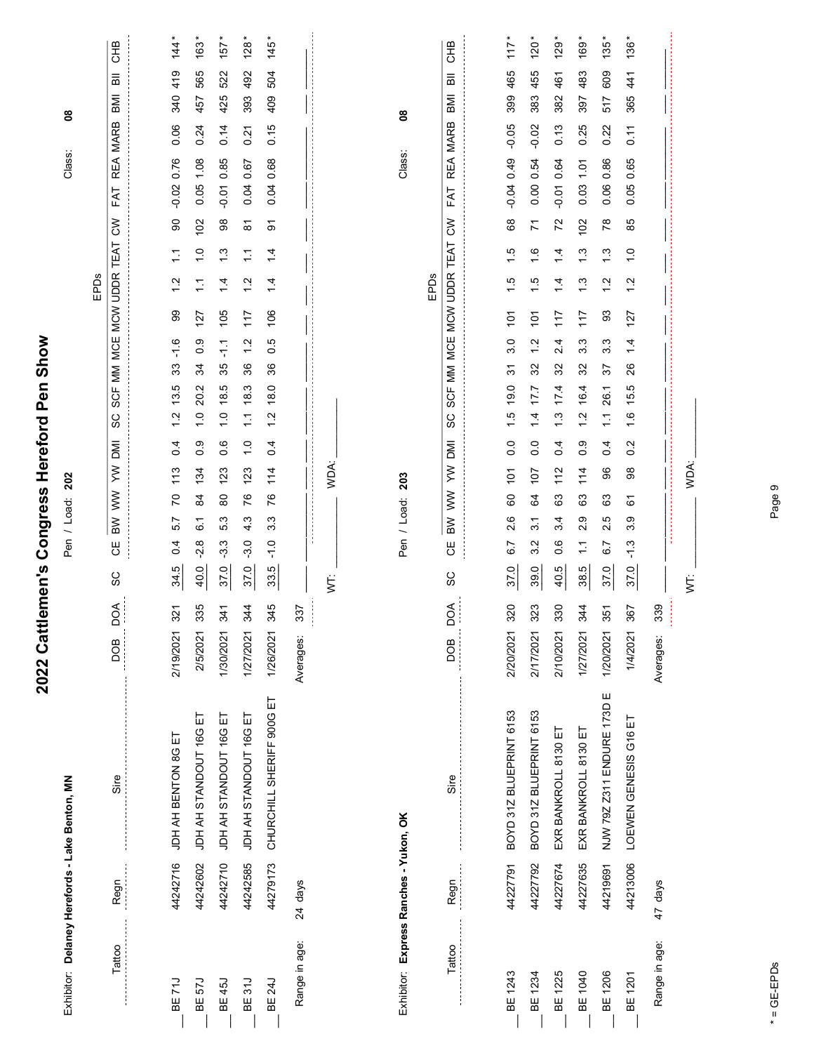# 2022 Cattlemen's Congress Hereford Pen Show

Exhibitor: **Delaney Herefords - Lake Benton, MN**

Pen / Load: **202**

Class: **08**

| Tattoo | Regn | Sire | DOB | DOA | SC | CE | BW | WW | YW | DMI | SC | SCF | MM | MCE | MCW | UDDR | TEAT | CW | FAT | REA | MARB | BMI | BII | CHB |
|---|---|---|---|---|---|---|---|---|---|---|---|---|---|---|---|---|---|---|---|---|---|---|---|---|
| | | | | | | EPDs | | | | | | | | | | | | | | | | | | |
| BE 71J | 44242716 | JDH AH BENTON 8G ET | 2/19/2021 | 321 | 34.5 | 0.4 | 5.7 | 70 | 113 | 0.4 | 1.2 | 13.5 | 33 | -1.6 | 99 | 1.2 | 1.1 | 90 | -0.02 | 0.76 | 0.06 | 340 | 419 | 144* |
| BE 57J | 44242602 | JDH AH STANDOUT 16G ET | 2/5/2021 | 335 | 40.0 | -2.8 | 6.1 | 84 | 134 | 0.9 | 1.0 | 20.2 | 34 | 0.9 | 127 | 1.1 | 1.0 | 102 | 0.05 | 1.08 | 0.24 | 457 | 565 | 163* |
| BE 45J | 44242710 | JDH AH STANDOUT 16G ET | 1/30/2021 | 341 | 37.0 | -3.3 | 5.3 | 80 | 123 | 0.6 | 1.0 | 18.5 | 35 | -1.1 | 105 | 1.4 | 1.3 | 98 | -0.01 | 0.85 | 0.14 | 425 | 522 | 157* |
| BE 31J | 44242585 | JDH AH STANDOUT 16G ET | 1/27/2021 | 344 | 37.0 | -3.0 | 4.3 | 76 | 123 | 1.0 | 1.1 | 18.3 | 36 | 1.2 | 117 | 1.2 | 1.1 | 81 | 0.04 | 0.67 | 0.21 | 393 | 492 | 128* |
| BE 24J | 44279173 | CHURCHILL SHERIFF 900G ET | 1/26/2021 | 345 | 33.5 | -1.0 | 3.3 | 76 | 114 | 0.4 | 1.2 | 18.0 | 36 | 0.5 | 106 | 1.4 | 1.4 | 91 | 0.04 | 0.68 | 0.15 | 409 | 504 | 145* |
| Range in age: | 24 days | | Averages: | 337 | | | | | | | | | | | | | | | | | | | | |

WT: \_\_\_\_\_\_\_\_\_\_ WDA: \_\_\_\_\_\_\_\_\_\_

Exhibitor: **Express Ranches - Yukon, OK**

Pen / Load: **203**

Class: **08**

| Tattoo | Regn | Sire | DOB | DOA | SC | CE | BW | WW | YW | DMI | SC | SCF | MM | MCE | MCW | UDDR | TEAT | CW | FAT | REA | MARB | BMI | BII | CHB |
|---|---|---|---|---|---|---|---|---|---|---|---|---|---|---|---|---|---|---|---|---|---|---|---|---|
| | | | | | | EPDs | | | | | | | | | | | | | | | | | | |
| BE 1243 | 44227791 | BOYD 31Z BLUEPRINT 6153 | 2/20/2021 | 320 | 37.0 | 6.7 | 2.6 | 60 | 101 | 0.0 | 1.5 | 19.0 | 31 | 3.0 | 101 | 1.5 | 1.5 | 68 | -0.04 | 0.49 | -0.05 | 399 | 465 | 117* |
| BE 1234 | 44227792 | BOYD 31Z BLUEPRINT 6153 | 2/17/2021 | 323 | 39.0 | 3.2 | 3.1 | 64 | 107 | 0.0 | 1.4 | 17.7 | 32 | 1.2 | 101 | 1.5 | 1.6 | 71 | 0.00 | 0.54 | -0.02 | 383 | 455 | 120* |
| BE 1225 | 44227674 | EXR BANKROLL 8130 ET | 2/10/2021 | 330 | 40.5 | 0.6 | 3.4 | 63 | 112 | 0.4 | 1.3 | 17.4 | 32 | 2.4 | 117 | 1.4 | 1.4 | 72 | -0.01 | 0.64 | 0.13 | 382 | 461 | 129* |
| BE 1040 | 44227635 | EXR BANKROLL 8130 ET | 1/27/2021 | 344 | 38.5 | 1.1 | 2.9 | 63 | 114 | 0.9 | 1.2 | 16.4 | 32 | 3.3 | 117 | 1.3 | 1.3 | 102 | 0.03 | 1.01 | 0.25 | 397 | 483 | 169* |
| BE 1206 | 44219691 | NJW 79Z Z311 ENDURE 173D E | 1/20/2021 | 351 | 37.0 | 6.7 | 2.5 | 63 | 96 | 0.4 | 1.1 | 26.1 | 37 | 3.3 | 93 | 1.2 | 1.3 | 78 | 0.06 | 0.86 | 0.22 | 517 | 609 | 135* |
| BE 1201 | 44213006 | LOEWEN GENESIS G16 ET | 1/4/2021 | 367 | 37.0 | -1.3 | 3.9 | 61 | 98 | 0.2 | 1.6 | 15.5 | 26 | 1.4 | 127 | 1.2 | 1.0 | 85 | 0.05 | 0.65 | 0.11 | 365 | 441 | 136* |
| Range in age: | 47 days | | Averages: | 339 | | | | | | | | | | | | | | | | | | | | |

WT: \_\_\_\_\_\_\_\_\_\_ WDA: \_\_\_\_\_\_\_\_\_\_

* = GE-EPDs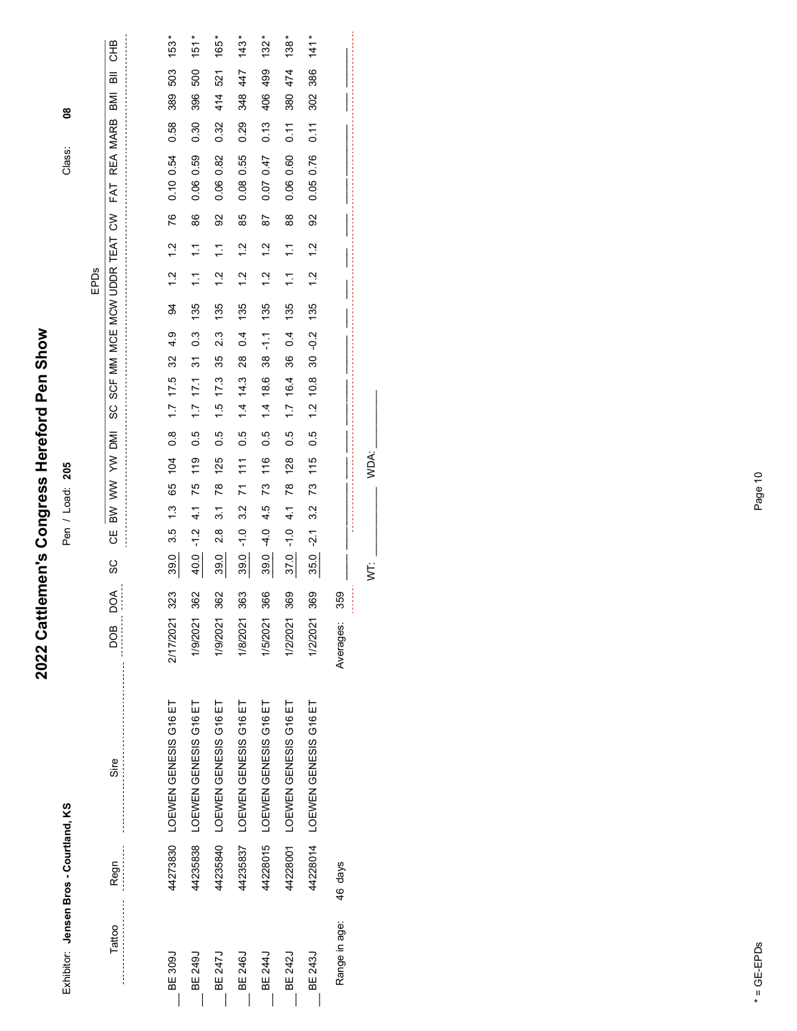# 2022 Cattlemen's Congress Hereford Pen Show

Exhibitor: **Jensen Bros - Courtland, KS**

Pen / Load: **205**

Class: **08**

| Tattoo | Regn | Sire | DOB | DOA | SC | CE | BW | WW | YW | DMI | SC | SCF | MM | MCE | MCW | UDDR | TEAT | CW | FAT | REA | MARB | BMI | BII | CHB |
|---|---|---|---|---|---|---|---|---|---|---|---|---|---|---|---|---|---|---|---|---|---|---|---|---|
| | | | | | | EPDs | | | | | | | | | | | | | | | | | | |
| BE 309J | 44273830 | LOEWEN GENESIS G16 ET | 2/17/2021 | 323 | 39.0 | 3.5 | 1.3 | 65 | 104 | 0.8 | 1.7 | 17.5 | 32 | 4.9 | 94 | 1.2 | 1.2 | 76 | 0.10 | 0.54 | 0.58 | 389 | 503 | 153* |
| BE 249J | 44235838 | LOEWEN GENESIS G16 ET | 1/9/2021 | 362 | 40.0 | -1.2 | 4.1 | 75 | 119 | 0.5 | 1.7 | 17.1 | 31 | 0.3 | 135 | 1.1 | 1.1 | 86 | 0.06 | 0.59 | 0.30 | 396 | 500 | 151* |
| BE 247J | 44235840 | LOEWEN GENESIS G16 ET | 1/9/2021 | 362 | 39.0 | 2.8 | 3.1 | 78 | 125 | 0.5 | 1.5 | 17.3 | 35 | 2.3 | 135 | 1.2 | 1.1 | 92 | 0.06 | 0.82 | 0.32 | 414 | 521 | 165* |
| BE 246J | 44235837 | LOEWEN GENESIS G16 ET | 1/8/2021 | 363 | 39.0 | -1.0 | 3.2 | 71 | 111 | 0.5 | 1.4 | 14.3 | 28 | 0.4 | 135 | 1.2 | 1.2 | 85 | 0.08 | 0.55 | 0.29 | 348 | 447 | 143* |
| BE 244J | 44228015 | LOEWEN GENESIS G16 ET | 1/5/2021 | 366 | 39.0 | -4.0 | 4.5 | 73 | 116 | 0.5 | 1.4 | 18.6 | 38 | -1.1 | 135 | 1.2 | 1.2 | 87 | 0.07 | 0.47 | 0.13 | 406 | 499 | 132* |
| BE 242J | 44228001 | LOEWEN GENESIS G16 ET | 1/2/2021 | 369 | 37.0 | -1.0 | 4.1 | 78 | 128 | 0.5 | 1.7 | 16.4 | 36 | 0.4 | 135 | 1.1 | 1.1 | 88 | 0.06 | 0.60 | 0.11 | 380 | 474 | 138* |
| BE 243J | 44228014 | LOEWEN GENESIS G16 ET | 1/2/2021 | 369 | 35.0 | -2.1 | 3.2 | 73 | 115 | 0.5 | 1.2 | 10.8 | 30 | -0.2 | 135 | 1.2 | 1.2 | 92 | 0.05 | 0.76 | 0.11 | 302 | 386 | 141* |

Range in age: 46 days

Averages: 359

WT: ____________ WDA: ____________

* = GE-EPDs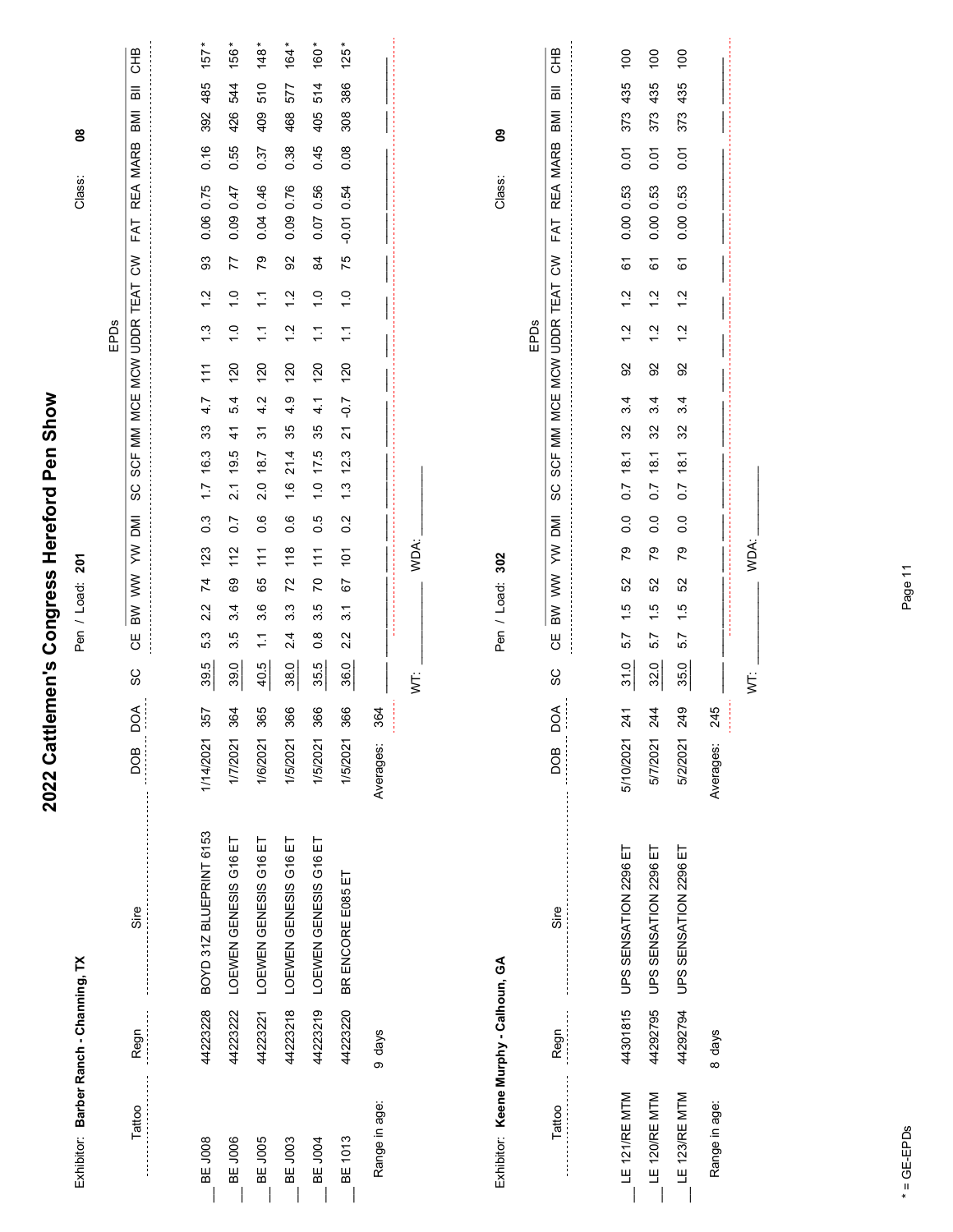# 2022 Cattlemen's Congress Hereford Pen Show

Exhibitor: **Barber Ranch - Channing, TX** — Pen / Load: **201** — Class: **08**

| Tattoo | Regn | Sire | DOB | DOA | SC | CE | BW | WW | YW | DMI | SC | SCF | MM | MCE | MCW | UDDR | TEAT | CW | FAT | REA | MARB | BMI | BII | CHB |
|---|---|---|---|---|---|---|---|---|---|---|---|---|---|---|---|---|---|---|---|---|---|---|---|---|
| BE J008 | 44223228 | BOYD 31Z BLUEPRINT 6153 | 1/14/2021 | 357 | 39.5 | 5.3 | 2.2 | 74 | 123 | 0.3 | 1.7 | 16.3 | 33 | 4.7 | 111 | 1.3 | 1.2 | 93 | 0.06 | 0.75 | 0.16 | 392 | 485 | 157* |
| BE J006 | 44223222 | LOEWEN GENESIS G16 ET | 1/7/2021 | 364 | 39.0 | 3.5 | 3.4 | 69 | 112 | 0.7 | 2.1 | 19.5 | 41 | 5.4 | 120 | 1.0 | 1.0 | 77 | 0.09 | 0.47 | 0.55 | 426 | 544 | 156* |
| BE J005 | 44223221 | LOEWEN GENESIS G16 ET | 1/6/2021 | 365 | 40.5 | 1.1 | 3.6 | 65 | 111 | 0.6 | 2.0 | 18.7 | 31 | 4.2 | 120 | 1.1 | 1.1 | 79 | 0.04 | 0.46 | 0.37 | 409 | 510 | 148* |
| BE J003 | 44223218 | LOEWEN GENESIS G16 ET | 1/5/2021 | 366 | 38.0 | 2.4 | 3.3 | 72 | 118 | 0.6 | 1.6 | 21.4 | 35 | 4.9 | 120 | 1.2 | 1.2 | 92 | 0.09 | 0.76 | 0.38 | 468 | 577 | 164* |
| BE J004 | 44223219 | LOEWEN GENESIS G16 ET | 1/5/2021 | 366 | 35.5 | 0.8 | 3.5 | 70 | 111 | 0.5 | 1.0 | 17.5 | 35 | 4.1 | 120 | 1.1 | 1.0 | 84 | 0.07 | 0.56 | 0.45 | 405 | 514 | 160* |
| BE 1013 | 44223220 | BR ENCORE E085 ET | 1/5/2021 | 366 | 36.0 | 2.2 | 3.1 | 67 | 101 | 0.2 | 1.3 | 12.3 | 21 | -0.7 | 120 | 1.1 | 1.0 | 75 | -0.01 | 0.54 | 0.08 | 308 | 386 | 125* |
| Range in age: | 9 days | | Averages: | 364 | | | | | | | | | | | | | | | | | | | | |

WT: ________ WDA: ________

Exhibitor: **Keene Murphy - Calhoun, GA** — Pen / Load: **302** — Class: **09**

| Tattoo | Regn | Sire | DOB | DOA | SC | CE | BW | WW | YW | DMI | SC | SCF | MM | MCE | MCW | UDDR | TEAT | CW | FAT | REA | MARB | BMI | BII | CHB |
|---|---|---|---|---|---|---|---|---|---|---|---|---|---|---|---|---|---|---|---|---|---|---|---|---|
| LE 121/RE MTM | 44301815 | UPS SENSATION 2296 ET | 5/10/2021 | 241 | 31.0 | 5.7 | 1.5 | 52 | 79 | 0.0 | 0.7 | 18.1 | 32 | 3.4 | 92 | 1.2 | 1.2 | 61 | 0.00 | 0.53 | 0.01 | 373 | 435 | 100 |
| LE 120/RE MTM | 44292795 | UPS SENSATION 2296 ET | 5/7/2021 | 244 | 32.0 | 5.7 | 1.5 | 52 | 79 | 0.0 | 0.7 | 18.1 | 32 | 3.4 | 92 | 1.2 | 1.2 | 61 | 0.00 | 0.53 | 0.01 | 373 | 435 | 100 |
| LE 123/RE MTM | 44292794 | UPS SENSATION 2296 ET | 5/2/2021 | 249 | 35.0 | 5.7 | 1.5 | 52 | 79 | 0.0 | 0.7 | 18.1 | 32 | 3.4 | 92 | 1.2 | 1.2 | 61 | 0.00 | 0.53 | 0.01 | 373 | 435 | 100 |
| Range in age: | 8 days | | Averages: | 245 | | | | | | | | | | | | | | | | | | | | |

WT: ________ WDA: ________

\* = GE-EPDs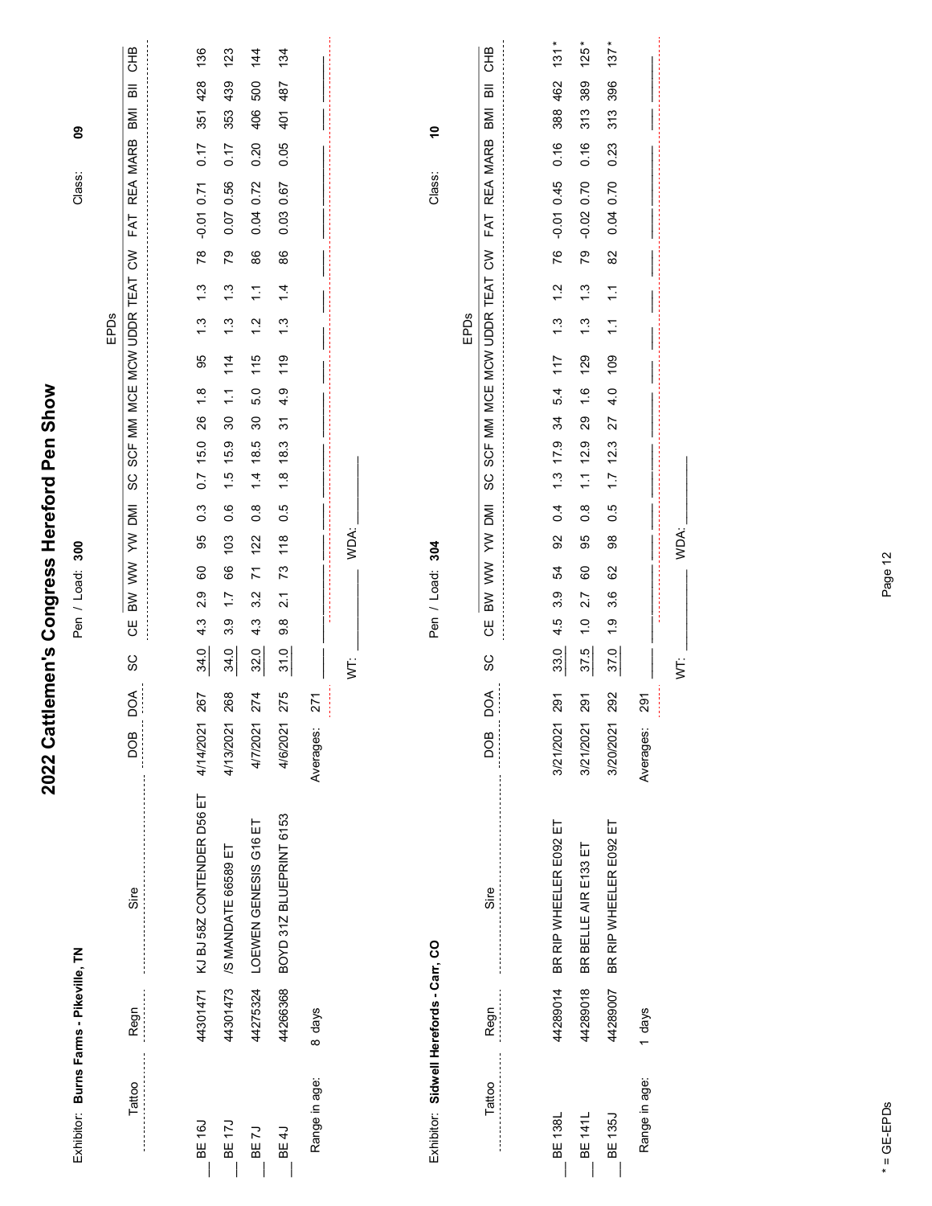# 2022 Cattlemen's Congress Hereford Pen Show

Exhibitor: **Burns Farms - Pikeville, TN**

Pen / Load: **300**

Class: **09**

| Tattoo | Regn | Sire | DOB | DOA | SC | CE | BW | WW | YW | DMI | SC | SCF | MM | MCE | MCW | UDDR | TEAT | CW | FAT | REA | MARB | BMI | BII | CHB |
|---|---|---|---|---|---|---|---|---|---|---|---|---|---|---|---|---|---|---|---|---|---|---|---|---|
| | | | | | | EPDs | | | | | | | | | | | | | | | | | | |
| BE 16J | 44301471 | KJ BJ 58Z CONTENDER D56 ET | 4/14/2021 | 267 | 34.0 | 4.3 | 2.9 | 60 | 95 | 0.3 | 0.7 | 15.0 | 26 | 1.8 | 95 | 1.3 | 1.3 | 78 | -0.01 | 0.71 | 0.17 | 351 | 428 | 136 |
| BE 17J | 44301473 | /S MANDATE 66589 ET | 4/13/2021 | 268 | 34.0 | 3.9 | 1.7 | 66 | 103 | 0.6 | 1.5 | 15.9 | 30 | 1.1 | 114 | 1.3 | 1.3 | 79 | 0.07 | 0.56 | 0.17 | 353 | 439 | 123 |
| BE 7J | 44275324 | LOEWEN GENESIS G16 ET | 4/7/2021 | 274 | 32.0 | 4.3 | 3.2 | 71 | 122 | 0.8 | 1.4 | 18.5 | 30 | 5.0 | 115 | 1.2 | 1.1 | 86 | 0.04 | 0.72 | 0.20 | 406 | 500 | 144 |
| BE 4J | 44266368 | BOYD 31Z BLUEPRINT 6153 | 4/6/2021 | 275 | 31.0 | 9.8 | 2.1 | 73 | 118 | 0.5 | 1.8 | 18.3 | 31 | 4.9 | 119 | 1.3 | 1.4 | 86 | 0.03 | 0.67 | 0.05 | 401 | 487 | 134 |
| Range in age: | 8 days | | Averages: | 271 | | | | | | | | | | | | | | | | | | | | |

WT: ________ WDA: ________

Exhibitor: **Sidwell Herefords - Carr, CO**

Pen / Load: **304**

Class: **10**

| Tattoo | Regn | Sire | DOB | DOA | SC | CE | BW | WW | YW | DMI | SC | SCF | MM | MCE | MCW | UDDR | TEAT | CW | FAT | REA | MARB | BMI | BII | CHB |
|---|---|---|---|---|---|---|---|---|---|---|---|---|---|---|---|---|---|---|---|---|---|---|---|---|
| | | | | | | EPDs | | | | | | | | | | | | | | | | | | |
| BE 138L | 44289014 | BR RIP WHEELER E092 ET | 3/21/2021 | 291 | 33.0 | 4.5 | 3.9 | 54 | 92 | 0.4 | 1.3 | 17.9 | 34 | 5.4 | 117 | 1.3 | 1.2 | 76 | -0.01 | 0.45 | 0.16 | 388 | 462 | 131* |
| BE 141L | 44289018 | BR BELLE AIR E133 ET | 3/21/2021 | 291 | 37.5 | 1.0 | 2.7 | 60 | 95 | 0.8 | 1.1 | 12.9 | 29 | 1.6 | 129 | 1.3 | 1.3 | 79 | -0.02 | 0.70 | 0.16 | 313 | 389 | 125* |
| BE 135J | 44289007 | BR RIP WHEELER E092 ET | 3/20/2021 | 292 | 37.0 | 1.9 | 3.6 | 62 | 98 | 0.5 | 1.7 | 12.3 | 27 | 4.0 | 109 | 1.1 | 1.1 | 82 | 0.04 | 0.70 | 0.23 | 313 | 396 | 137* |
| Range in age: | 1 days | | Averages: | 291 | | | | | | | | | | | | | | | | | | | | |

WT: ________ WDA: ________

\* = GE-EPDs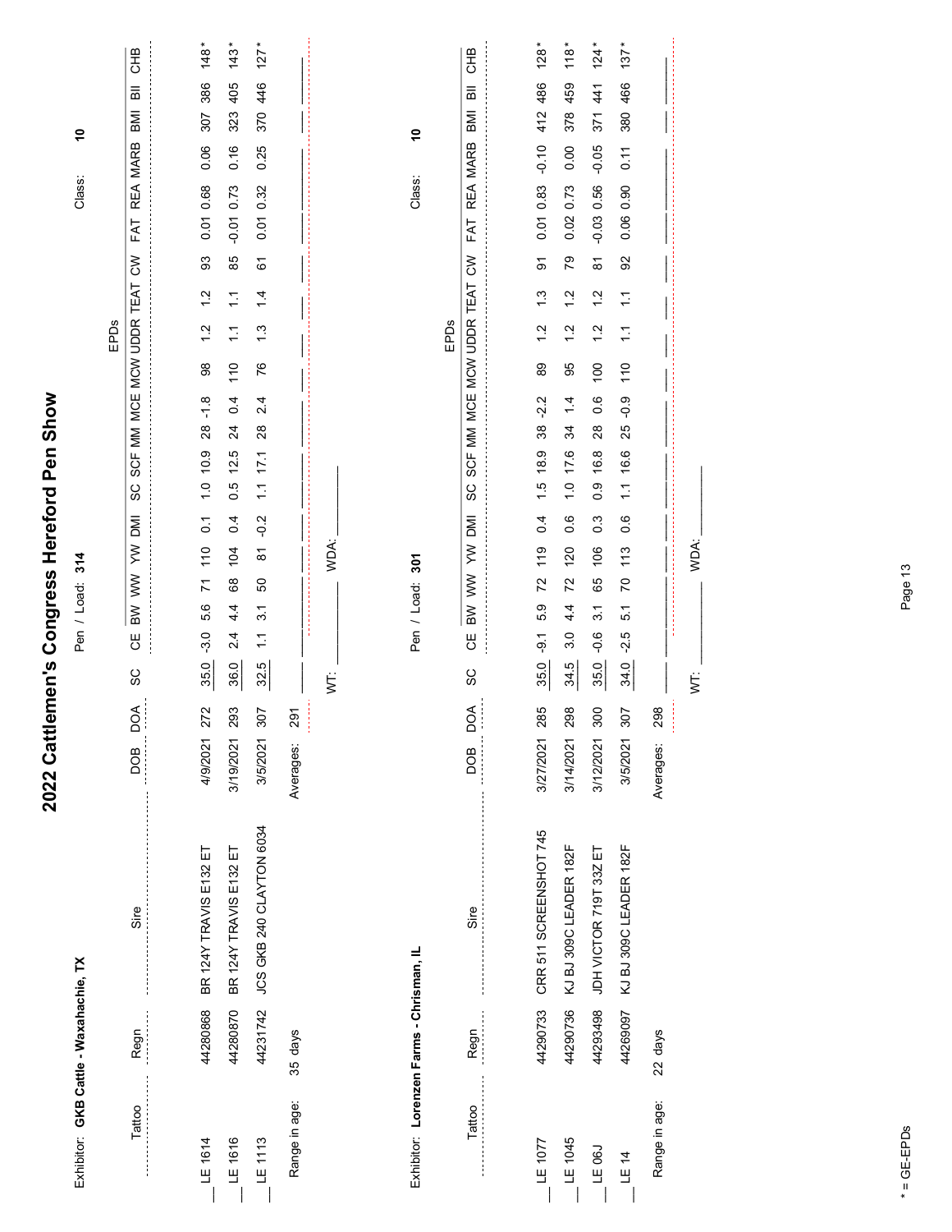# 2022 Cattlemen's Congress Hereford Pen Show

Exhibitor: **GKB Cattle - Waxahachie, TX**

Pen / Load: **314**

Class: **10**

| Tattoo | Regn | Sire | DOB | DOA | SC | CE | BW | WW | YW | DMI | SC | SCF | MM | MCE | MCW | UDDR | TEAT | CW | FAT | REA | MARB | BMI | BII | CHB |
|---|---|---|---|---|---|---|---|---|---|---|---|---|---|---|---|---|---|---|---|---|---|---|---|---|
| | | | | | | | | | | | | | EPDs | | | | | | | | | | | |
| LE 1614 | 44280868 | BR 124Y TRAVIS E132 ET | 4/9/2021 | 272 | 35.0 | -3.0 | 5.6 | 71 | 110 | 0.1 | 1.0 | 10.9 | 28 | -1.8 | 98 | 1.2 | 1.2 | 93 | 0.01 | 0.68 | 0.06 | 307 | 386 | 148* |
| LE 1616 | 44280870 | BR 124Y TRAVIS E132 ET | 3/19/2021 | 293 | 36.0 | 2.4 | 4.4 | 68 | 104 | 0.4 | 0.5 | 12.5 | 24 | 0.4 | 110 | 1.1 | 1.1 | 85 | -0.01 | 0.73 | 0.16 | 323 | 405 | 143* |
| LE 1113 | 44231742 | JCS GKB 240 CLAYTON 6034 | 3/5/2021 | 307 | 32.5 | 1.1 | 3.1 | 50 | 81 | -0.2 | 1.1 | 17.1 | 28 | 2.4 | 76 | 1.3 | 1.4 | 61 | 0.01 | 0.32 | 0.25 | 370 | 446 | 127* |
| Range in age: | 35 days | | Averages: | 291 | | | | | | | | | | | | | | | | | | | | |

WT: ______ WDA: ______

Exhibitor: **Lorenzen Farms - Chrisman, IL**

Pen / Load: **301**

Class: **10**

| Tattoo | Regn | Sire | DOB | DOA | SC | CE | BW | WW | YW | DMI | SC | SCF | MM | MCE | MCW | UDDR | TEAT | CW | FAT | REA | MARB | BMI | BII | CHB |
|---|---|---|---|---|---|---|---|---|---|---|---|---|---|---|---|---|---|---|---|---|---|---|---|---|
| | | | | | | | | | | | | | EPDs | | | | | | | | | | | |
| LE 1077 | 44290733 | CRR 511 SCREENSHOT 745 | 3/27/2021 | 285 | 35.0 | -9.1 | 5.9 | 72 | 119 | 0.4 | 1.5 | 18.9 | 38 | -2.2 | 89 | 1.2 | 1.3 | 91 | 0.01 | 0.83 | -0.10 | 412 | 486 | 128* |
| LE 1045 | 44290736 | KJ BJ 309C LEADER 182F | 3/14/2021 | 298 | 34.5 | 3.0 | 4.4 | 72 | 120 | 0.6 | 1.0 | 17.6 | 34 | 1.4 | 95 | 1.2 | 1.2 | 79 | 0.02 | 0.73 | 0.00 | 378 | 459 | 118* |
| LE 06J | 44293498 | JDH VICTOR 719T 33Z ET | 3/12/2021 | 300 | 35.0 | -0.6 | 3.1 | 65 | 106 | 0.3 | 0.9 | 16.8 | 28 | 0.6 | 100 | 1.2 | 1.2 | 81 | -0.03 | 0.56 | -0.05 | 371 | 441 | 124* |
| LE 14 | 44269097 | KJ BJ 309C LEADER 182F | 3/5/2021 | 307 | 34.0 | -2.5 | 5.1 | 70 | 113 | 0.6 | 1.1 | 16.6 | 25 | -0.9 | 110 | 1.1 | 1.1 | 92 | 0.06 | 0.90 | 0.11 | 380 | 466 | 137* |
| Range in age: | 22 days | | Averages: | 298 | | | | | | | | | | | | | | | | | | | | |

WT: ______ WDA: ______

* = GE-EPDs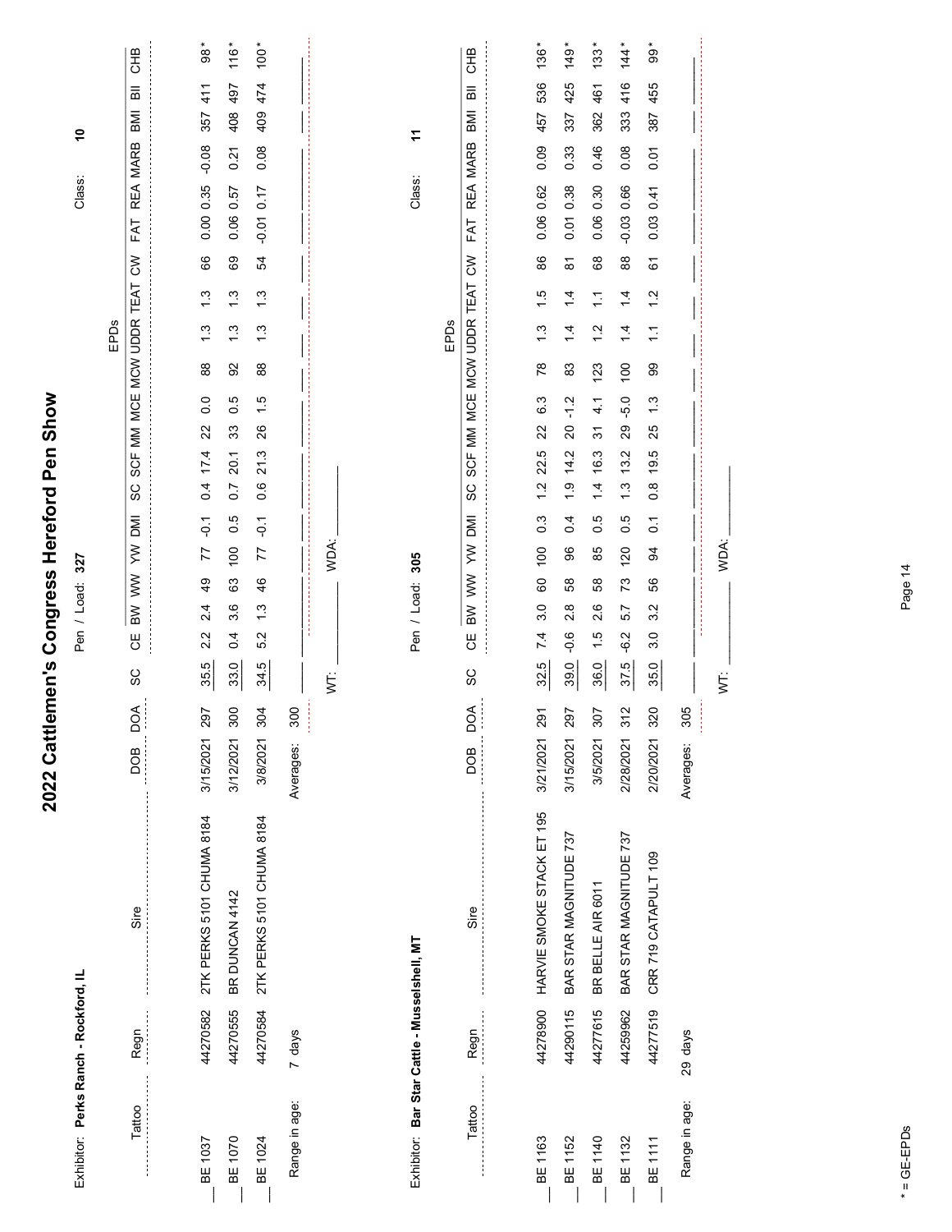# 2022 Cattlemen's Congress Hereford Pen Show

Exhibitor: **Perks Ranch - Rockford, IL** Pen / Load: **327** Class: **10**

| Tattoo | Regn | Sire | DOB | DOA | SC | CE | BW | WW | YW | DMI | SC | SCF | MM | MCE | MCW | UDDR | TEAT | CW | FAT | REA | MARB | BMI | BII | CHB |
|---|---|---|---|---|---|---|---|---|---|---|---|---|---|---|---|---|---|---|---|---|---|---|---|---|
| BE 1037 | 44270582 | 2TK PERKS 5101 CHUMA 8184 | 3/15/2021 | 297 | 35.5 | 2.2 | 2.4 | 49 | 77 | -0.1 | 0.4 | 17.4 | 22 | 0.0 | 88 | 1.3 | 1.3 | 66 | 0.00 | 0.35 | -0.08 | 357 | 411 | 98* |
| BE 1070 | 44270555 | BR DUNCAN 4142 | 3/12/2021 | 300 | 33.0 | 0.4 | 3.6 | 63 | 100 | 0.5 | 0.7 | 20.1 | 33 | 0.5 | 92 | 1.3 | 1.3 | 69 | 0.06 | 0.57 | 0.21 | 408 | 497 | 116* |
| BE 1024 | 44270584 | 2TK PERKS 5101 CHUMA 8184 | 3/8/2021 | 304 | 34.5 | 5.2 | 1.3 | 46 | 77 | -0.1 | 0.6 | 21.3 | 26 | 1.5 | 88 | 1.3 | 1.3 | 54 | -0.01 | 0.17 | 0.08 | 409 | 474 | 100* |

Range in age: 7 days Averages: 300

WT: ______ WDA: ______

Exhibitor: **Bar Star Cattle - Musselshell, MT** Pen / Load: **305** Class: **11**

| Tattoo | Regn | Sire | DOB | DOA | SC | CE | BW | WW | YW | DMI | SC | SCF | MM | MCE | MCW | UDDR | TEAT | CW | FAT | REA | MARB | BMI | BII | CHB |
|---|---|---|---|---|---|---|---|---|---|---|---|---|---|---|---|---|---|---|---|---|---|---|---|---|
| BE 1163 | 44278900 | HARVIE SMOKE STACK ET 195 | 3/21/2021 | 291 | 32.5 | 7.4 | 3.0 | 60 | 100 | 0.3 | 1.2 | 22.5 | 22 | 6.3 | 78 | 1.3 | 1.5 | 86 | 0.06 | 0.62 | 0.09 | 457 | 536 | 136* |
| BE 1152 | 44290115 | BAR STAR MAGNITUDE 737 | 3/15/2021 | 297 | 39.0 | -0.6 | 2.8 | 58 | 96 | 0.4 | 1.9 | 14.2 | 20 | -1.2 | 83 | 1.4 | 1.4 | 81 | 0.01 | 0.38 | 0.33 | 337 | 425 | 149* |
| BE 1140 | 44277615 | BR BELLE AIR 6011 | 3/5/2021 | 307 | 36.0 | 1.5 | 2.6 | 58 | 85 | 0.5 | 1.4 | 16.3 | 31 | 4.1 | 123 | 1.2 | 1.1 | 68 | 0.06 | 0.30 | 0.46 | 362 | 461 | 133* |
| BE 1132 | 44259962 | BAR STAR MAGNITUDE 737 | 2/28/2021 | 312 | 37.5 | -6.2 | 5.7 | 73 | 120 | 0.5 | 1.3 | 13.2 | 29 | -5.0 | 100 | 1.4 | 1.4 | 88 | -0.03 | 0.66 | 0.08 | 333 | 416 | 144* |
| BE 1111 | 44277519 | CRR 719 CATAPULT 109 | 2/20/2021 | 320 | 35.0 | 3.0 | 3.2 | 56 | 94 | 0.1 | 0.8 | 19.5 | 25 | 1.3 | 99 | 1.1 | 1.2 | 61 | 0.03 | 0.41 | 0.01 | 387 | 455 | 99* |

Range in age: 29 days Averages: 305

WT: ______ WDA: ______

\* = GE-EPDs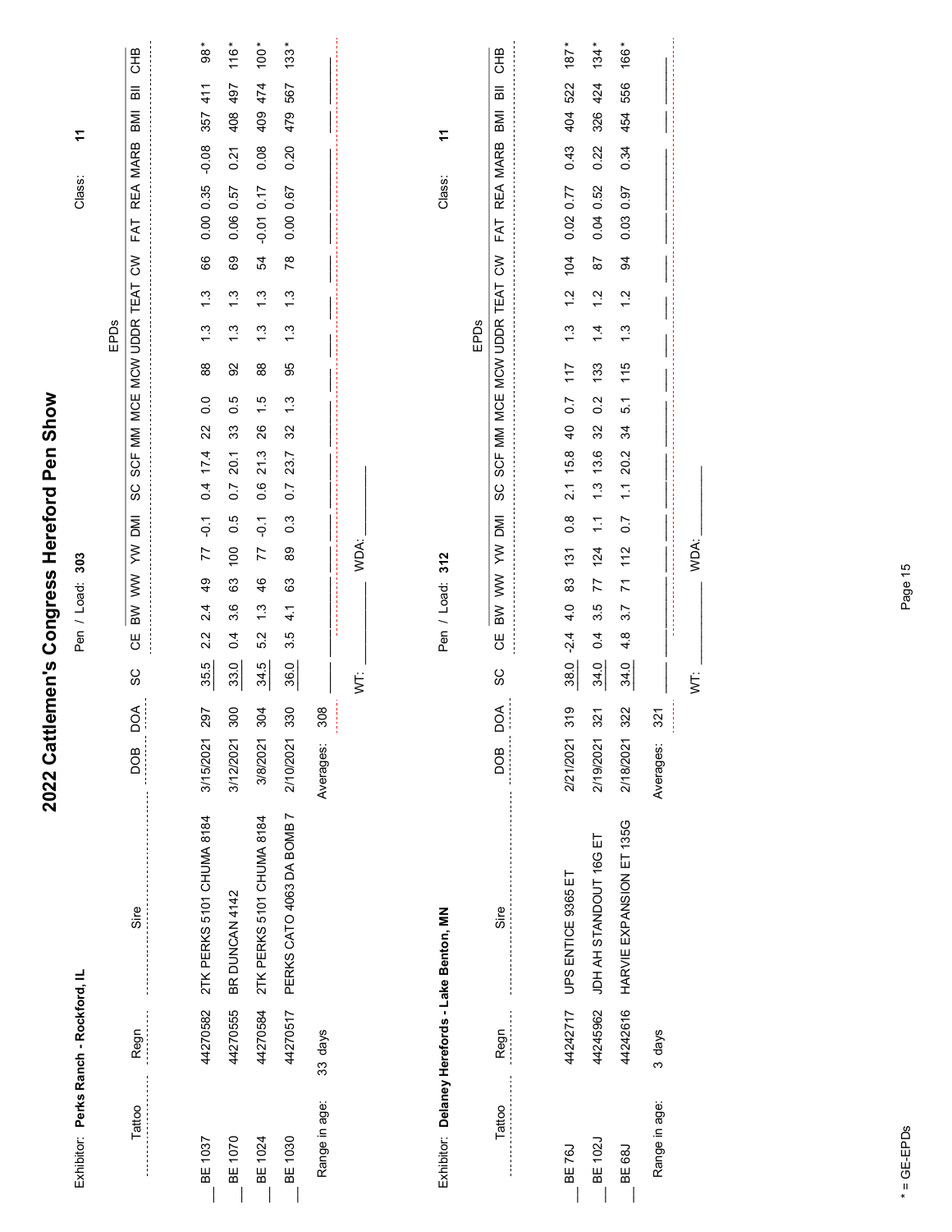# 2022 Cattlemen's Congress Hereford Pen Show

Exhibitor: **Perks Ranch - Rockford, IL** Pen / Load: **303** Class: **11**

| Tattoo | Regn | Sire | DOB | DOA | SC | CE | BW | WW | YW | DMI | SC | SCF | MM | MCE | MCW | UDDR | TEAT | CW | FAT | REA | MARB | BMI | BII | CHB |
|---|---|---|---|---|---|---|---|---|---|---|---|---|---|---|---|---|---|---|---|---|---|---|---|---|
| BE 1037 | 44270582 | 2TK PERKS 5101 CHUMA 8184 | 3/15/2021 | 297 | 35.5 | 2.2 | 2.4 | 49 | 77 | -0.1 | 0.4 | 17.4 | 22 | 0.0 | 88 | 1.3 | 1.3 | 66 | 0.00 | 0.35 | -0.08 | 357 | 411 | 98* |
| BE 1070 | 44270555 | BR DUNCAN 4142 | 3/12/2021 | 300 | 33.0 | 0.4 | 3.6 | 63 | 100 | 0.5 | 0.7 | 20.1 | 33 | 0.5 | 92 | 1.3 | 1.3 | 69 | 0.06 | 0.57 | 0.21 | 408 | 497 | 116* |
| BE 1024 | 44270584 | 2TK PERKS 5101 CHUMA 8184 | 3/8/2021 | 304 | 34.5 | 5.2 | 1.3 | 46 | 77 | -0.1 | 0.6 | 21.3 | 26 | 1.5 | 88 | 1.3 | 1.3 | 54 | -0.01 | 0.17 | 0.08 | 409 | 474 | 100* |
| BE 1030 | 44270517 | PERKS CATO 4063 DA BOMB 7 | 2/10/2021 | 330 | 36.0 | 3.5 | 4.1 | 63 | 89 | 0.3 | 0.7 | 23.7 | 32 | 1.3 | 95 | 1.3 | 1.3 | 78 | 0.00 | 0.67 | 0.20 | 479 | 567 | 133* |
| Range in age: | 33 days | | Averages: | 308 | | | | | | | | | | | | | | | | | | | | |

WT: ____________ WDA: ____________

Exhibitor: **Delaney Herefords - Lake Benton, MN** Pen / Load: **312** Class: **11**

| Tattoo | Regn | Sire | DOB | DOA | SC | CE | BW | WW | YW | DMI | SC | SCF | MM | MCE | MCW | UDDR | TEAT | CW | FAT | REA | MARB | BMI | BII | CHB |
|---|---|---|---|---|---|---|---|---|---|---|---|---|---|---|---|---|---|---|---|---|---|---|---|---|
| BE 76J | 44242717 | UPS ENTICE 9365 ET | 2/21/2021 | 319 | 38.0 | -2.4 | 4.0 | 83 | 131 | 0.8 | 2.1 | 15.8 | 40 | 0.7 | 117 | 1.3 | 1.2 | 104 | 0.02 | 0.77 | 0.43 | 404 | 522 | 187* |
| BE 102J | 44245962 | JDH AH STANDOUT 16G ET | 2/19/2021 | 321 | 34.0 | 0.4 | 3.5 | 77 | 124 | 1.1 | 1.3 | 13.6 | 32 | 0.2 | 133 | 1.4 | 1.2 | 87 | 0.04 | 0.52 | 0.22 | 326 | 424 | 134* |
| BE 68J | 44242616 | HARVIE EXPANSION ET 135G | 2/18/2021 | 322 | 34.0 | 4.8 | 3.7 | 71 | 112 | 0.7 | 1.1 | 20.2 | 34 | 5.1 | 115 | 1.3 | 1.2 | 94 | 0.03 | 0.97 | 0.34 | 454 | 556 | 166* |
| Range in age: | 3 days | | Averages: | 321 | | | | | | | | | | | | | | | | | | | | |

WT: ____________ WDA: ____________

\* = GE-EPDs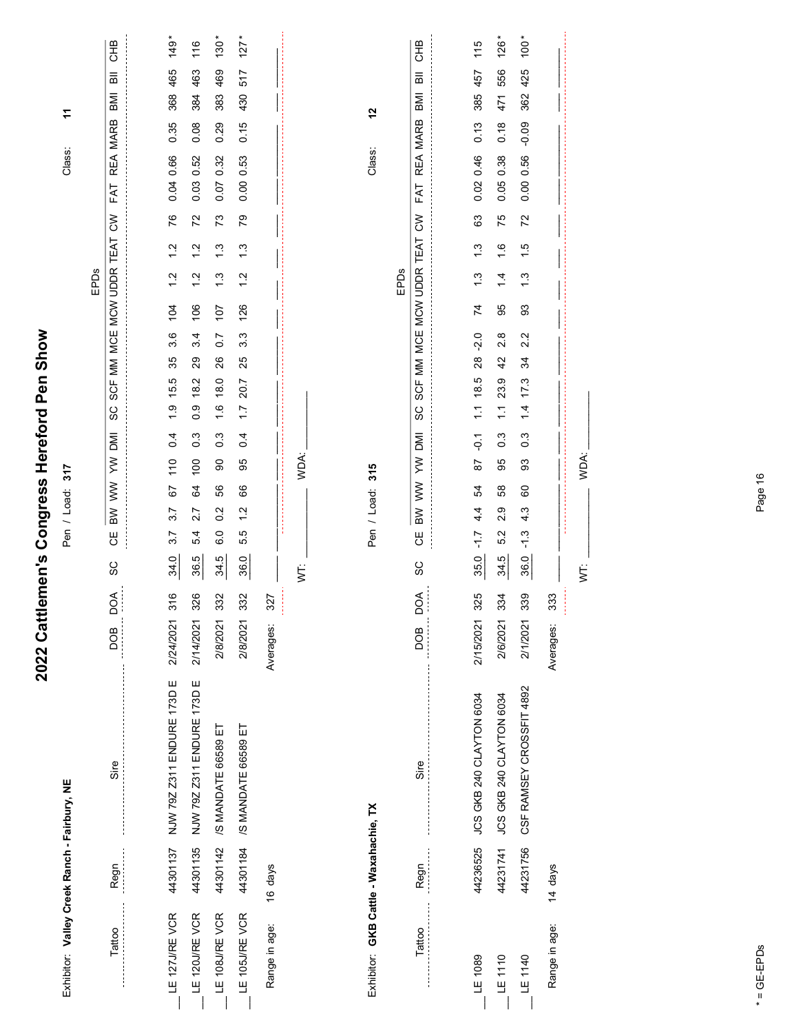# 2022 Cattlemen's Congress Hereford Pen Show

Exhibitor: **Valley Creek Ranch - Fairbury, NE**

Pen / Load: **317**

Class: **11**

| Tattoo | Regn | Sire | DOB | DOA | SC | CE | BW | WW | YW | DMI | SC | SCF | MM | MCE | MCW | UDDR | TEAT | CW | FAT | REA | MARB | BMI | BII | CHB |
|---|---|---|---|---|---|---|---|---|---|---|---|---|---|---|---|---|---|---|---|---|---|---|---|---|
| LE 127J/RE VCR | 44301137 | NJW 79Z Z311 ENDURE 173D E | 2/24/2021 | 316 | 34.0 | 3.7 | 3.7 | 67 | 110 | 0.4 | 1.9 | 15.5 | 35 | 3.6 | 104 | 1.2 | 1.2 | 76 | 0.04 | 0.66 | 0.35 | 368 | 465 | 149* |
| LE 120J/RE VCR | 44301135 | NJW 79Z Z311 ENDURE 173D E | 2/14/2021 | 326 | 36.5 | 5.4 | 2.7 | 64 | 100 | 0.3 | 0.9 | 18.2 | 29 | 3.4 | 106 | 1.2 | 1.2 | 72 | 0.03 | 0.52 | 0.08 | 384 | 463 | 116 |
| LE 108J/RE VCR | 44301142 | /S MANDATE 66589 ET | 2/8/2021 | 332 | 34.5 | 6.0 | 0.2 | 56 | 90 | 0.3 | 1.6 | 18.0 | 26 | 0.7 | 107 | 1.3 | 1.3 | 73 | 0.07 | 0.32 | 0.29 | 383 | 469 | 130* |
| LE 105J/RE VCR | 44301184 | /S MANDATE 66589 ET | 2/8/2021 | 332 | 36.0 | 5.5 | 1.2 | 66 | 95 | 0.4 | 1.7 | 20.7 | 25 | 3.3 | 126 | 1.2 | 1.3 | 79 | 0.00 | 0.53 | 0.15 | 430 | 517 | 127* |
| Range in age: 16 days | | | Averages: | 327 | | | | | | | | | | | | | | | | | | | | |

WT: ____________ WDA: ____________

Exhibitor: **GKB Cattle - Waxahachie, TX**

Pen / Load: **315**

Class: **12**

| Tattoo | Regn | Sire | DOB | DOA | SC | CE | BW | WW | YW | DMI | SC | SCF | MM | MCE | MCW | UDDR | TEAT | CW | FAT | REA | MARB | BMI | BII | CHB |
|---|---|---|---|---|---|---|---|---|---|---|---|---|---|---|---|---|---|---|---|---|---|---|---|---|
| LE 1089 | 44236525 | JCS GKB 240 CLAYTON 6034 | 2/15/2021 | 325 | 35.0 | -1.7 | 4.4 | 54 | 87 | -0.1 | 1.1 | 18.5 | 28 | -2.0 | 74 | 1.3 | 1.3 | 63 | 0.02 | 0.46 | 0.13 | 385 | 457 | 115 |
| LE 1110 | 44231741 | JCS GKB 240 CLAYTON 6034 | 2/6/2021 | 334 | 34.5 | 5.2 | 2.9 | 58 | 95 | 0.3 | 1.1 | 23.9 | 42 | 2.8 | 95 | 1.4 | 1.6 | 75 | 0.05 | 0.38 | 0.18 | 471 | 556 | 126* |
| LE 1140 | 44231756 | CSF RAMSEY CROSSFIT 4892 | 2/1/2021 | 339 | 36.0 | -1.3 | 4.3 | 60 | 93 | 0.3 | 1.4 | 17.3 | 34 | 2.2 | 93 | 1.3 | 1.5 | 72 | 0.00 | 0.56 | -0.09 | 362 | 425 | 100* |
| Range in age: 14 days | | | Averages: | 333 | | | | | | | | | | | | | | | | | | | | |

WT: ____________ WDA: ____________

\* = GE-EPDs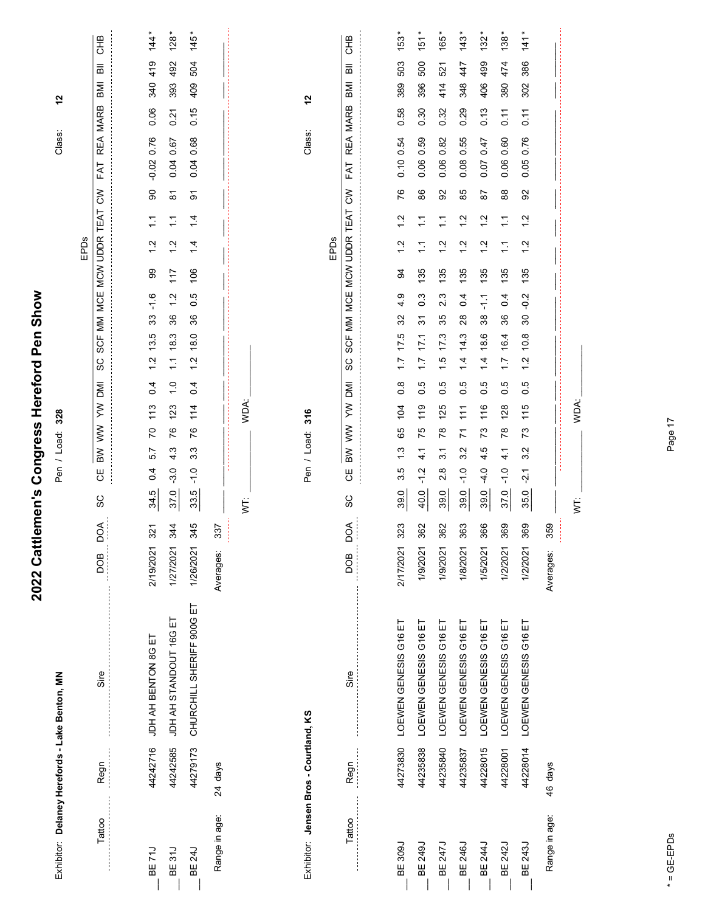# 2022 Cattlemen's Congress Hereford Pen Show

Exhibitor: **Delaney Herefords - Lake Benton, MN**

Pen / Load: **328**

Class: **12**

| Tattoo | Regn | Sire | DOB | DOA | SC | CE | BW | WW | YW | DMI | SC | SCF | MM | MCE | MCW | UDDR | TEAT | CW | FAT | REA | MARB | BMI | BII | CHB |
|---|---|---|---|---|---|---|---|---|---|---|---|---|---|---|---|---|---|---|---|---|---|---|---|---|
| | | | | | | EPDs | | | | | | | | | | | | | | | | | | |
| BE 71J | 44242716 | JDH AH BENTON 8G ET | 2/19/2021 | 321 | 34.5 | 0.4 | 5.7 | 70 | 113 | 0.4 | 1.2 | 13.5 | 33 | -1.6 | 99 | 1.2 | 1.1 | 90 | -0.02 | 0.76 | 0.06 | 340 | 419 | 144* |
| BE 31J | 44242585 | JDH AH STANDOUT 16G ET | 1/27/2021 | 344 | 37.0 | -3.0 | 4.3 | 76 | 123 | 1.0 | 1.1 | 18.3 | 36 | 1.2 | 117 | 1.2 | 1.1 | 81 | 0.04 | 0.67 | 0.21 | 393 | 492 | 128* |
| BE 24J | 44279173 | CHURCHILL SHERIFF 900G ET | 1/26/2021 | 345 | 33.5 | -1.0 | 3.3 | 76 | 114 | 0.4 | 1.2 | 18.0 | 36 | 0.5 | 106 | 1.4 | 1.4 | 91 | 0.04 | 0.68 | 0.15 | 409 | 504 | 145* |
| Range in age: | 24 days | | Averages: | 337 | | | | | | | | | | | | | | | | | | | | |

WT: ____________ WDA: ____________

Exhibitor: **Jensen Bros - Courtland, KS**

Pen / Load: **316**

Class: **12**

| Tattoo | Regn | Sire | DOB | DOA | SC | CE | BW | WW | YW | DMI | SC | SCF | MM | MCE | MCW | UDDR | TEAT | CW | FAT | REA | MARB | BMI | BII | CHB |
|---|---|---|---|---|---|---|---|---|---|---|---|---|---|---|---|---|---|---|---|---|---|---|---|---|
| | | | | | | EPDs | | | | | | | | | | | | | | | | | | |
| BE 309J | 44273830 | LOEWEN GENESIS G16 ET | 2/17/2021 | 323 | 39.0 | 3.5 | 1.3 | 65 | 104 | 0.8 | 1.7 | 17.5 | 32 | 4.9 | 94 | 1.2 | 1.2 | 76 | 0.10 | 0.54 | 0.58 | 389 | 503 | 153* |
| BE 249J | 44235838 | LOEWEN GENESIS G16 ET | 1/9/2021 | 362 | 40.0 | -1.2 | 4.1 | 75 | 119 | 0.5 | 1.7 | 17.1 | 31 | 0.3 | 135 | 1.1 | 1.1 | 86 | 0.06 | 0.59 | 0.30 | 396 | 500 | 151* |
| BE 247J | 44235840 | LOEWEN GENESIS G16 ET | 1/9/2021 | 362 | 39.0 | 2.8 | 3.1 | 78 | 125 | 0.5 | 1.5 | 17.3 | 35 | 2.3 | 135 | 1.2 | 1.1 | 92 | 0.06 | 0.82 | 0.32 | 414 | 521 | 165* |
| BE 246J | 44235837 | LOEWEN GENESIS G16 ET | 1/8/2021 | 363 | 39.0 | -1.0 | 3.2 | 71 | 111 | 0.5 | 1.4 | 14.3 | 28 | 0.4 | 135 | 1.2 | 1.2 | 85 | 0.08 | 0.55 | 0.29 | 348 | 447 | 143* |
| BE 244J | 44228015 | LOEWEN GENESIS G16 ET | 1/5/2021 | 366 | 39.0 | -4.0 | 4.5 | 73 | 116 | 0.5 | 1.4 | 18.6 | 38 | -1.1 | 135 | 1.2 | 1.2 | 87 | 0.07 | 0.47 | 0.13 | 406 | 499 | 132* |
| BE 242J | 44228001 | LOEWEN GENESIS G16 ET | 1/2/2021 | 369 | 37.0 | -1.0 | 4.1 | 78 | 128 | 0.5 | 1.7 | 16.4 | 36 | 0.4 | 135 | 1.1 | 1.1 | 88 | 0.06 | 0.60 | 0.11 | 380 | 474 | 138* |
| BE 243J | 44228014 | LOEWEN GENESIS G16 ET | 1/2/2021 | 369 | 35.0 | -2.1 | 3.2 | 73 | 115 | 0.5 | 1.2 | 10.8 | 30 | -0.2 | 135 | 1.2 | 1.2 | 92 | 0.05 | 0.76 | 0.11 | 302 | 386 | 141* |
| Range in age: | 46 days | | Averages: | 359 | | | | | | | | | | | | | | | | | | | | |

WT: ____________ WDA: ____________

* = GE-EPDs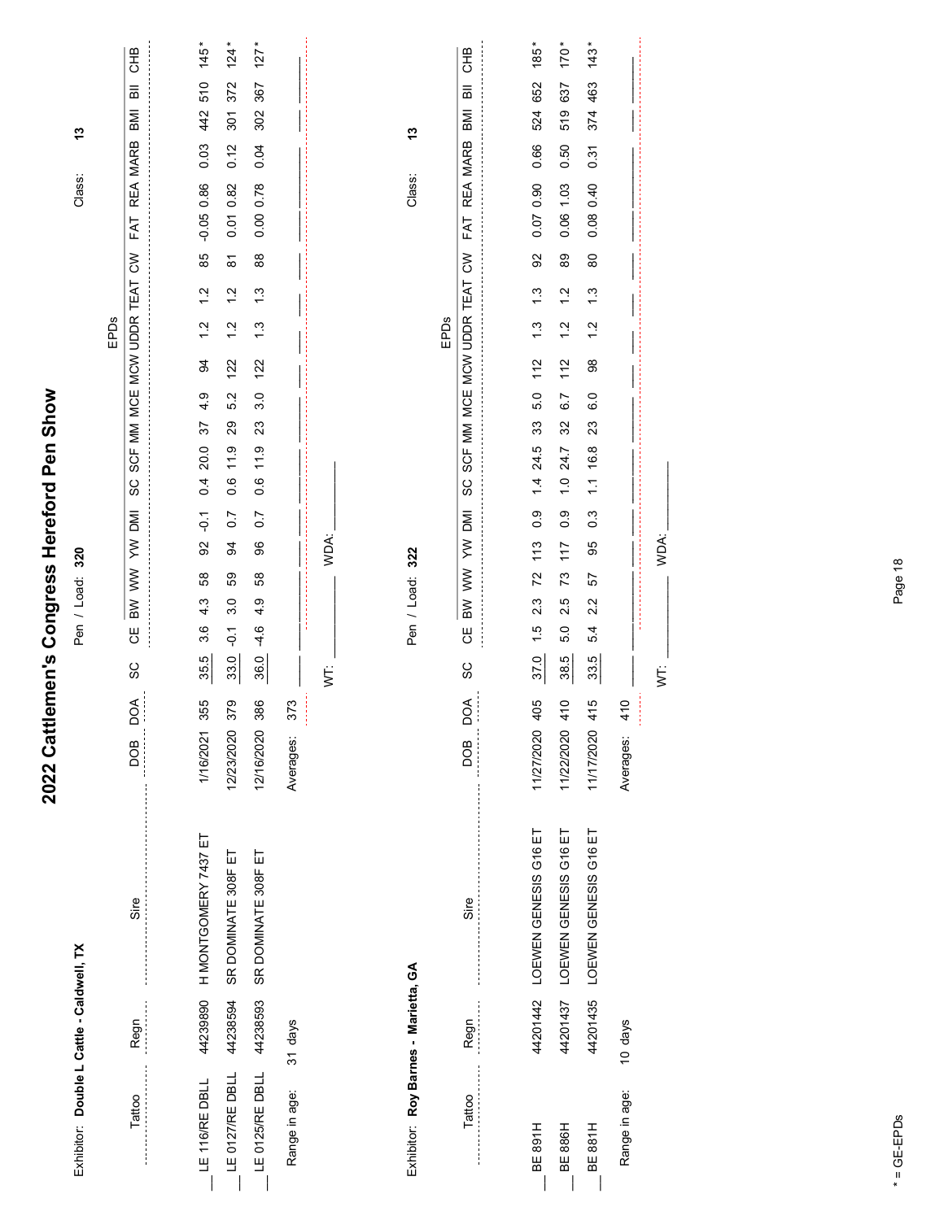# 2022 Cattlemen's Congress Hereford Pen Show

Exhibitor: **Double L Cattle - Caldwell, TX** Pen / Load: **320** Class: **13**

| Tattoo | Regn | Sire | DOB | DOA | SC | CE | BW | WW | YW | DMI | SC | SCF | MM | MCE | MCW | UDDR | TEAT | CW | FAT | REA | MARB | BMI | BII | CHB |
|---|---|---|---|---|---|---|---|---|---|---|---|---|---|---|---|---|---|---|---|---|---|---|---|---|
| LE 116/RE DBLL | 44239890 | H MONTGOMERY 7437 ET | 1/16/2021 | 355 | 35.5 | 3.6 | 4.3 | 58 | 92 | -0.1 | 0.4 | 20.0 | 37 | 4.9 | 94 | 1.2 | 1.2 | 85 | -0.05 | 0.86 | 0.03 | 442 | 510 | 145* |
| LE 0127/RE DBLL | 44238594 | SR DOMINATE 308F ET | 12/23/2020 | 379 | 33.0 | -0.1 | 3.0 | 59 | 94 | 0.7 | 0.6 | 11.9 | 29 | 5.2 | 122 | 1.2 | 1.2 | 81 | 0.01 | 0.82 | 0.12 | 301 | 372 | 124* |
| LE 0125/RE DBLL | 44238593 | SR DOMINATE 308F ET | 12/16/2020 | 386 | 36.0 | -4.6 | 4.9 | 58 | 96 | 0.7 | 0.6 | 11.9 | 23 | 3.0 | 122 | 1.3 | 1.3 | 88 | 0.00 | 0.78 | 0.04 | 302 | 367 | 127* |
| Range in age: | 31 days | | Averages: | 373 | | | | | | | | | | | | | | | | | | | | |

WT: ______ WDA: ______

Exhibitor: **Roy Barnes - Marietta, GA** Pen / Load: **322** Class: **13**

| Tattoo | Regn | Sire | DOB | DOA | SC | CE | BW | WW | YW | DMI | SC | SCF | MM | MCE | MCW | UDDR | TEAT | CW | FAT | REA | MARB | BMI | BII | CHB |
|---|---|---|---|---|---|---|---|---|---|---|---|---|---|---|---|---|---|---|---|---|---|---|---|---|
| BE 891H | 44201442 | LOEWEN GENESIS G16 ET | 11/27/2020 | 405 | 37.0 | 1.5 | 2.3 | 72 | 113 | 0.9 | 1.4 | 24.5 | 33 | 5.0 | 112 | 1.3 | 1.3 | 92 | 0.07 | 0.90 | 0.66 | 524 | 652 | 185* |
| BE 886H | 44201437 | LOEWEN GENESIS G16 ET | 11/22/2020 | 410 | 38.5 | 5.0 | 2.5 | 73 | 117 | 0.9 | 1.0 | 24.7 | 32 | 6.7 | 112 | 1.2 | 1.2 | 89 | 0.06 | 1.03 | 0.50 | 519 | 637 | 170* |
| BE 881H | 44201435 | LOEWEN GENESIS G16 ET | 11/17/2020 | 415 | 33.5 | 5.4 | 2.2 | 57 | 95 | 0.3 | 1.1 | 16.8 | 23 | 6.0 | 98 | 1.2 | 1.3 | 80 | 0.08 | 0.40 | 0.31 | 374 | 463 | 143* |
| Range in age: | 10 days | | Averages: | 410 | | | | | | | | | | | | | | | | | | | | |

WT: ______ WDA: ______

\* = GE-EPDs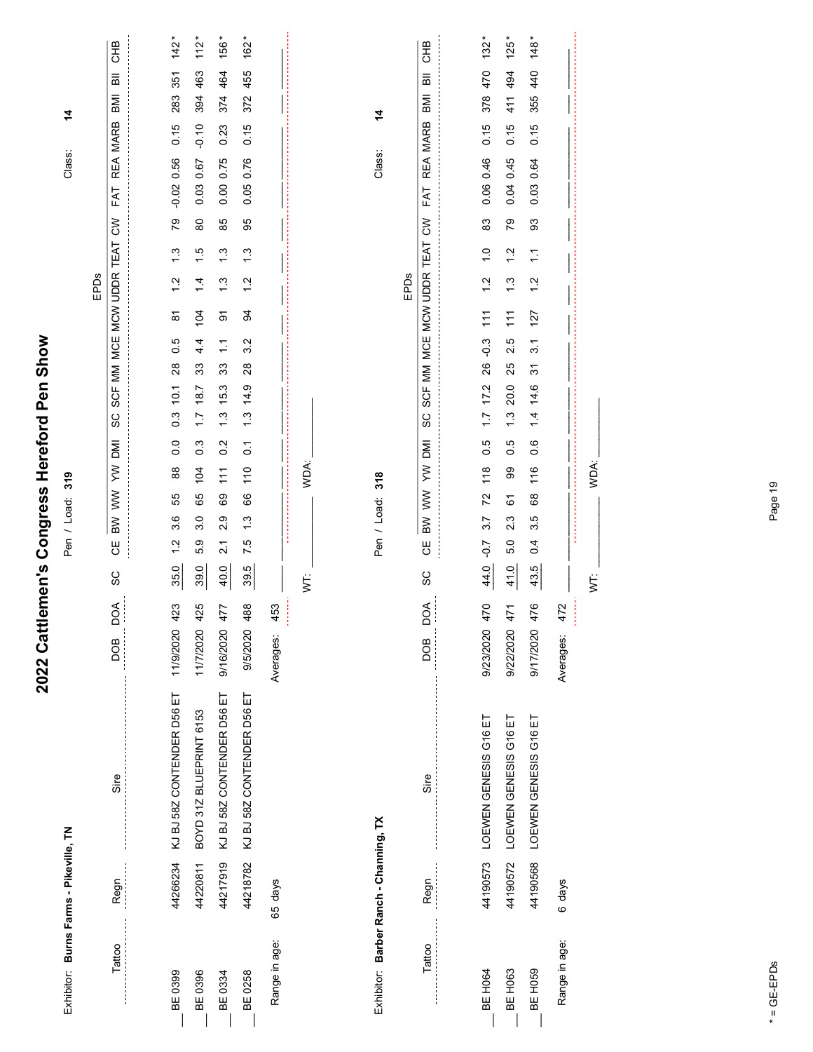# 2022 Cattlemen's Congress Hereford Pen Show

Exhibitor: **Burns Farms - Pikeville, TN** Pen / Load: **319** Class: **14**

| | Tattoo | Regn | Sire | DOB | DOA | SC | CE | BW | WW | YW | DMI | SC | SCF | MM | MCE | MCW | UDDR | TEAT | CW | FAT | REA | MARB | BMI | BII | CHB |
|---|---|---|---|---|---|---|---|---|---|---|---|---|---|---|---|---|---|---|---|---|---|---|---|---|---|
| | | | | | | | EPDs | | | | | | | | | | | | | | | | | | |
| ___ | BE 0399 | 44266234 | KJ BJ 58Z CONTENDER D56 ET | 11/9/2020 | 423 | 35.0 | 1.2 | 3.6 | 55 | 88 | 0.0 | 0.3 | 10.1 | 28 | 0.5 | 81 | 1.2 | 1.3 | 79 | -0.02 | 0.56 | 0.15 | 283 | 351 | 142* |
| ___ | BE 0396 | 44220811 | BOYD 31Z BLUEPRINT 6153 | 11/7/2020 | 425 | 39.0 | 5.9 | 3.0 | 65 | 104 | 0.3 | 1.7 | 18.7 | 33 | 4.4 | 104 | 1.4 | 1.5 | 80 | 0.03 | 0.67 | -0.10 | 394 | 463 | 112* |
| ___ | BE 0334 | 44217919 | KJ BJ 58Z CONTENDER D56 ET | 9/16/2020 | 477 | 40.0 | 2.1 | 2.9 | 69 | 111 | 0.2 | 1.3 | 15.3 | 33 | 1.1 | 91 | 1.3 | 1.3 | 85 | 0.00 | 0.75 | 0.23 | 374 | 464 | 156* |
| ___ | BE 0258 | 44218782 | KJ BJ 58Z CONTENDER D56 ET | 9/5/2020 | 488 | 39.5 | 7.5 | 1.3 | 66 | 110 | 0.1 | 1.3 | 14.9 | 28 | 3.2 | 94 | 1.2 | 1.3 | 95 | 0.05 | 0.76 | 0.15 | 372 | 455 | 162* |
| | Range in age: | 65 days | | Averages: | 453 | | | | | | | | | | | | | | | | | | | | |

WT: ____________ WDA: ____________

Exhibitor: **Barber Ranch - Channing, TX** Pen / Load: **318** Class: **14**

| | Tattoo | Regn | Sire | DOB | DOA | SC | CE | BW | WW | YW | DMI | SC | SCF | MM | MCE | MCW | UDDR | TEAT | CW | FAT | REA | MARB | BMI | BII | CHB |
|---|---|---|---|---|---|---|---|---|---|---|---|---|---|---|---|---|---|---|---|---|---|---|---|---|---|
| | | | | | | | EPDs | | | | | | | | | | | | | | | | | | |
| ___ | BE H064 | 44190573 | LOEWEN GENESIS G16 ET | 9/23/2020 | 470 | 44.0 | -0.7 | 3.7 | 72 | 118 | 0.5 | 1.7 | 17.2 | 26 | -0.3 | 111 | 1.2 | 1.0 | 83 | 0.06 | 0.46 | 0.15 | 378 | 470 | 132* |
| ___ | BE H063 | 44190572 | LOEWEN GENESIS G16 ET | 9/22/2020 | 471 | 41.0 | 5.0 | 2.3 | 61 | 99 | 0.5 | 1.3 | 20.0 | 25 | 2.5 | 111 | 1.3 | 1.2 | 79 | 0.04 | 0.45 | 0.15 | 411 | 494 | 125* |
| ___ | BE H059 | 44190568 | LOEWEN GENESIS G16 ET | 9/17/2020 | 476 | 43.5 | 0.4 | 3.5 | 68 | 116 | 0.6 | 1.4 | 14.6 | 31 | 3.1 | 127 | 1.2 | 1.1 | 93 | 0.03 | 0.64 | 0.15 | 355 | 440 | 148* |
| | Range in age: | 6 days | | Averages: | 472 | | | | | | | | | | | | | | | | | | | | |

WT: ____________ WDA: ____________

\* = GE-EPDs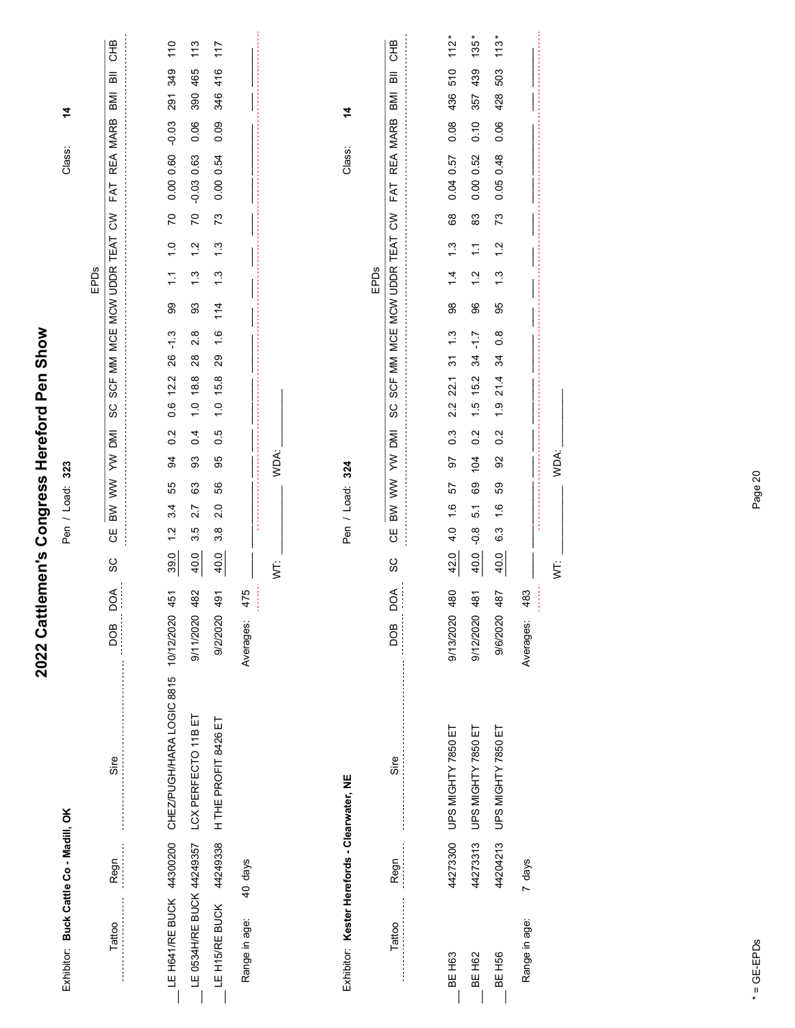# 2022 Cattlemen's Congress Hereford Pen Show

Exhibitor: **Buck Cattle Co - Madill, OK**

Pen / Load: **323**

Class: **14**

| Tattoo | Regn | Sire | DOB | DOA | SC | CE | BW | WW | YW | DMI | SC | SCF | MM | MCE | MCW | UDDR | TEAT | CW | FAT | REA | MARB | BMI | BII | CHB |
|---|---|---|---|---|---|---|---|---|---|---|---|---|---|---|---|---|---|---|---|---|---|---|---|---|
| | | | | | | EPDs | | | | | | | | | | | | | | | | | | |
| LE H641/RE BUCK | 44300200 | CHEZ/PUGH/HARA LOGIC 8815 | 10/12/2020 | 451 | 39.0 | 1.2 | 3.4 | 55 | 94 | 0.2 | 0.6 | 12.2 | 26 | -1.3 | 99 | 1.1 | 1.0 | 70 | 0.00 | 0.60 | -0.03 | 291 | 349 | 110 |
| LE 0534H/RE BUCK | 44249357 | LCX PERFECTO 11B ET | 9/11/2020 | 482 | 40.0 | 3.5 | 2.7 | 63 | 93 | 0.4 | 1.0 | 18.8 | 28 | 2.8 | 93 | 1.3 | 1.2 | 70 | -0.03 | 0.63 | 0.06 | 390 | 465 | 113 |
| LE H15/RE BUCK | 44249338 | H THE PROFIT 8426 ET | 9/2/2020 | 491 | 40.0 | 3.8 | 2.0 | 56 | 95 | 0.5 | 1.0 | 15.8 | 29 | 1.6 | 114 | 1.3 | 1.3 | 73 | 0.00 | 0.54 | 0.09 | 346 | 416 | 117 |
| Range in age: | 40 days | | Averages: | 475 | | | | | | | | | | | | | | | | | | | | |

WT: ____________ WDA: ____________

Exhibitor: **Kester Herefords - Clearwater, NE**

Pen / Load: **324**

Class: **14**

| Tattoo | Regn | Sire | DOB | DOA | SC | CE | BW | WW | YW | DMI | SC | SCF | MM | MCE | MCW | UDDR | TEAT | CW | FAT | REA | MARB | BMI | BII | CHB |
|---|---|---|---|---|---|---|---|---|---|---|---|---|---|---|---|---|---|---|---|---|---|---|---|---|
| | | | | | | EPDs | | | | | | | | | | | | | | | | | | |
| BE H63 | 44273300 | UPS MIGHTY 7850 ET | 9/13/2020 | 480 | 42.0 | 4.0 | 1.6 | 57 | 97 | 0.3 | 2.2 | 22.1 | 31 | 1.3 | 98 | 1.4 | 1.3 | 68 | 0.04 | 0.57 | 0.08 | 436 | 510 | 112* |
| BE H62 | 44273313 | UPS MIGHTY 7850 ET | 9/12/2020 | 481 | 40.0 | -0.8 | 5.1 | 69 | 104 | 0.2 | 1.5 | 15.2 | 34 | -1.7 | 96 | 1.2 | 1.1 | 83 | 0.00 | 0.52 | 0.10 | 357 | 439 | 135* |
| BE H56 | 44204213 | UPS MIGHTY 7850 ET | 9/6/2020 | 487 | 40.0 | 6.3 | 1.6 | 59 | 92 | 0.2 | 1.9 | 21.4 | 34 | 0.8 | 95 | 1.3 | 1.2 | 73 | 0.05 | 0.48 | 0.06 | 428 | 503 | 113* |
| Range in age: | 7 days | | Averages: | 483 | | | | | | | | | | | | | | | | | | | | |

WT: ____________ WDA: ____________

\* = GE-EPDs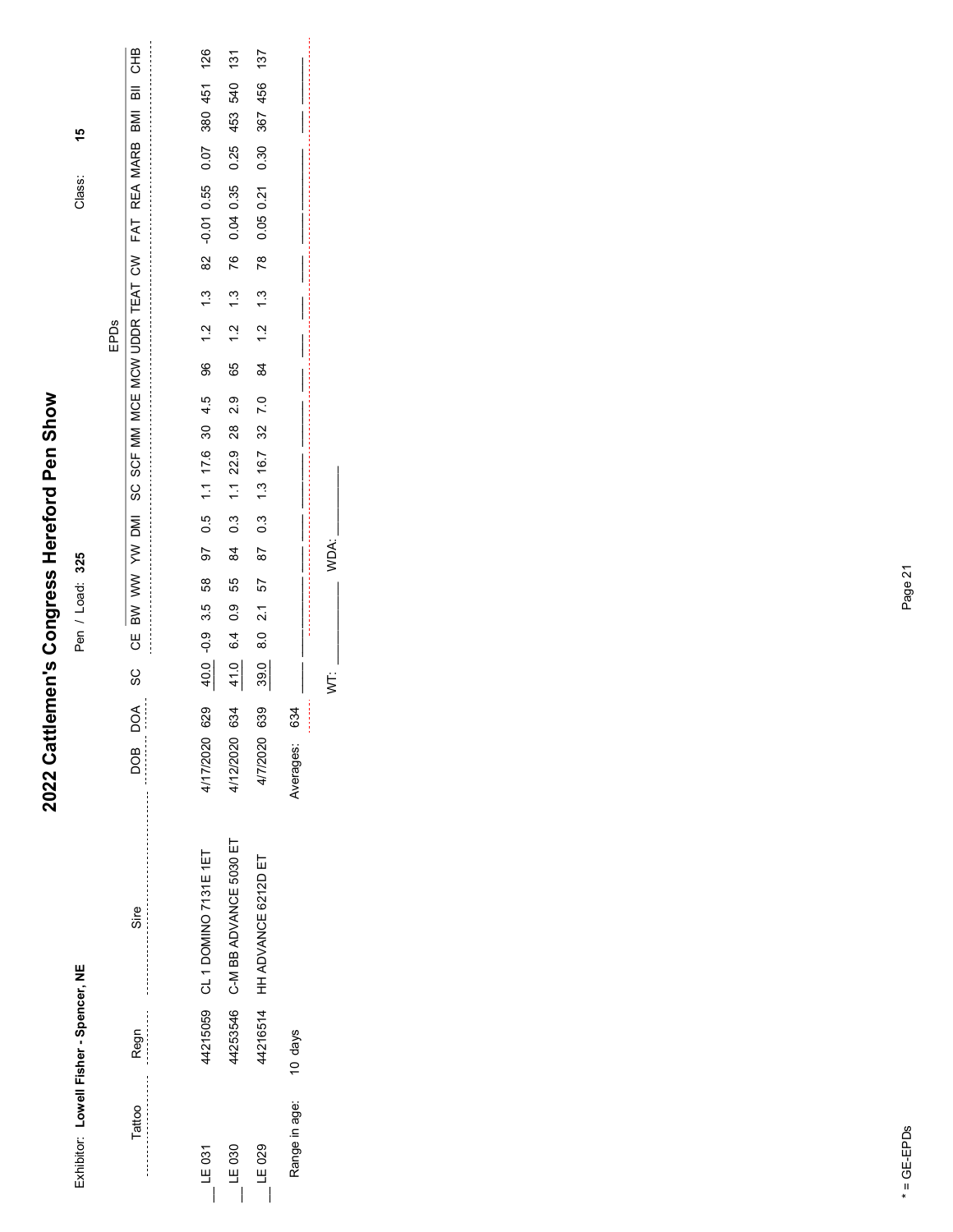# 2022 Cattlemen's Congress Hereford Pen Show

Exhibitor: **Lowell Fisher - Spencer, NE**

Pen / Load: **325**

Class: **15**

| | | | | | | EPDs | | | | | | | | | | | | | | | | | | |
|---|---|---|---|---|---|---|---|---|---|---|---|---|---|---|---|---|---|---|---|---|---|---|---|---|
| Tattoo | Regn | Sire | DOB | DOA | SC | CE | BW | WW | YW | DMI | SC | SCF | MM | MCE | MCW | UDDR | TEAT | CW | FAT | REA | MARB | BMI | BII | CHB |
| LE 031 | 44215059 | CL 1 DOMINO 7131E 1ET | 4/17/2020 | 629 | 40.0 | -0.9 | 3.5 | 58 | 97 | 0.5 | 1.1 | 17.6 | 30 | 4.5 | 96 | 1.2 | 1.3 | 82 | -0.01 | 0.55 | 0.07 | 380 | 451 | 126 |
| LE 030 | 44253546 | C-M BB ADVANCE 5030 ET | 4/12/2020 | 634 | 41.0 | 6.4 | 0.9 | 55 | 84 | 0.3 | 1.1 | 22.9 | 28 | 2.9 | 65 | 1.2 | 1.3 | 76 | 0.04 | 0.35 | 0.25 | 453 | 540 | 131 |
| LE 029 | 44216514 | HH ADVANCE 6212D ET | 4/7/2020 | 639 | 39.0 | 8.0 | 2.1 | 57 | 87 | 0.3 | 1.3 | 16.7 | 32 | 7.0 | 84 | 1.2 | 1.3 | 78 | 0.05 | 0.21 | 0.30 | 367 | 456 | 137 |
| Range in age: | 10 days | | Averages: | 634 | | | | | | | | | | | | | | | | | | | | |

WT: ____________ WDA: ____________

* = GE-EPDs